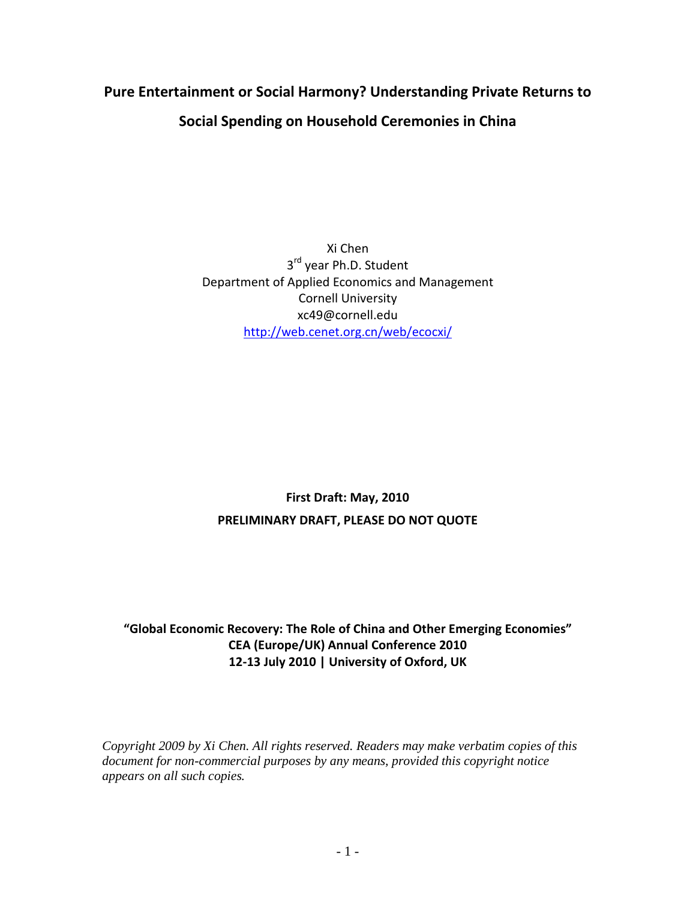# Pure Entertainment or Social Harmony? Understanding Private Returns to Social Spending on Household Ceremonies in China

Xi Chen
3rd year Ph.D. Student
Department of Applied Economics and Management
Cornell University
xc49@cornell.edu
http://web.cenet.org.cn/web/ecocxi/

**First Draft: May, 2010**

**PRELIMINARY DRAFT, PLEASE DO NOT QUOTE**

**"Global Economic Recovery: The Role of China and Other Emerging Economies"**
**CEA (Europe/UK) Annual Conference 2010**
**12-13 July 2010 | University of Oxford, UK**

*Copyright 2009 by Xi Chen. All rights reserved. Readers may make verbatim copies of this document for non-commercial purposes by any means, provided this copyright notice appears on all such copies.*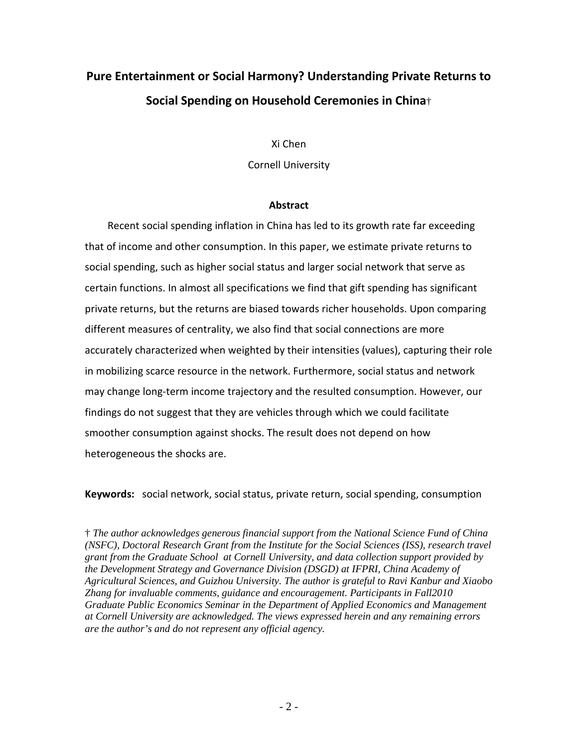# Pure Entertainment or Social Harmony? Understanding Private Returns to Social Spending on Household Ceremonies in China†

Xi Chen

Cornell University

### Abstract

Recent social spending inflation in China has led to its growth rate far exceeding that of income and other consumption. In this paper, we estimate private returns to social spending, such as higher social status and larger social network that serve as certain functions. In almost all specifications we find that gift spending has significant private returns, but the returns are biased towards richer households. Upon comparing different measures of centrality, we also find that social connections are more accurately characterized when weighted by their intensities (values), capturing their role in mobilizing scarce resource in the network. Furthermore, social status and network may change long-term income trajectory and the resulted consumption. However, our findings do not suggest that they are vehicles through which we could facilitate smoother consumption against shocks. The result does not depend on how heterogeneous the shocks are.

**Keywords:** social network, social status, private return, social spending, consumption

† *The author acknowledges generous financial support from the National Science Fund of China (NSFC), Doctoral Research Grant from the Institute for the Social Sciences (ISS), research travel grant from the Graduate School at Cornell University, and data collection support provided by the Development Strategy and Governance Division (DSGD) at IFPRI, China Academy of Agricultural Sciences, and Guizhou University. The author is grateful to Ravi Kanbur and Xiaobo Zhang for invaluable comments, guidance and encouragement. Participants in Fall2010 Graduate Public Economics Seminar in the Department of Applied Economics and Management at Cornell University are acknowledged. The views expressed herein and any remaining errors are the author's and do not represent any official agency.*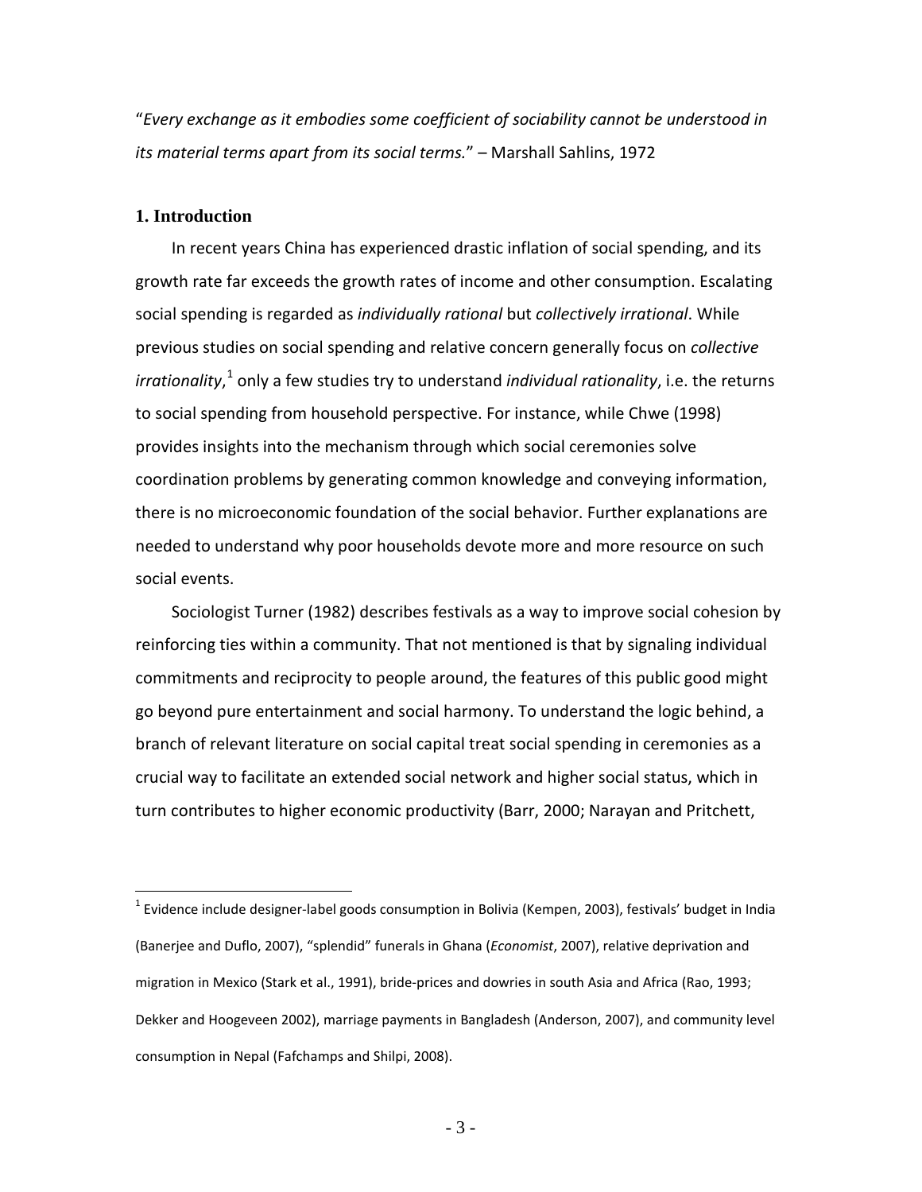"*Every exchange as it embodies some coefficient of sociability cannot be understood in its material terms apart from its social terms.*" – Marshall Sahlins, 1972

## 1. Introduction

In recent years China has experienced drastic inflation of social spending, and its growth rate far exceeds the growth rates of income and other consumption. Escalating social spending is regarded as *individually rational* but *collectively irrational*. While previous studies on social spending and relative concern generally focus on *collective irrationality*,[1] only a few studies try to understand *individual rationality*, i.e. the returns to social spending from household perspective. For instance, while Chwe (1998) provides insights into the mechanism through which social ceremonies solve coordination problems by generating common knowledge and conveying information, there is no microeconomic foundation of the social behavior. Further explanations are needed to understand why poor households devote more and more resource on such social events.

Sociologist Turner (1982) describes festivals as a way to improve social cohesion by reinforcing ties within a community. That not mentioned is that by signaling individual commitments and reciprocity to people around, the features of this public good might go beyond pure entertainment and social harmony. To understand the logic behind, a branch of relevant literature on social capital treat social spending in ceremonies as a crucial way to facilitate an extended social network and higher social status, which in turn contributes to higher economic productivity (Barr, 2000; Narayan and Pritchett,

[1] Evidence include designer-label goods consumption in Bolivia (Kempen, 2003), festivals' budget in India (Banerjee and Duflo, 2007), "splendid" funerals in Ghana (*Economist*, 2007), relative deprivation and migration in Mexico (Stark et al., 1991), bride-prices and dowries in south Asia and Africa (Rao, 1993; Dekker and Hoogeveen 2002), marriage payments in Bangladesh (Anderson, 2007), and community level consumption in Nepal (Fafchamps and Shilpi, 2008).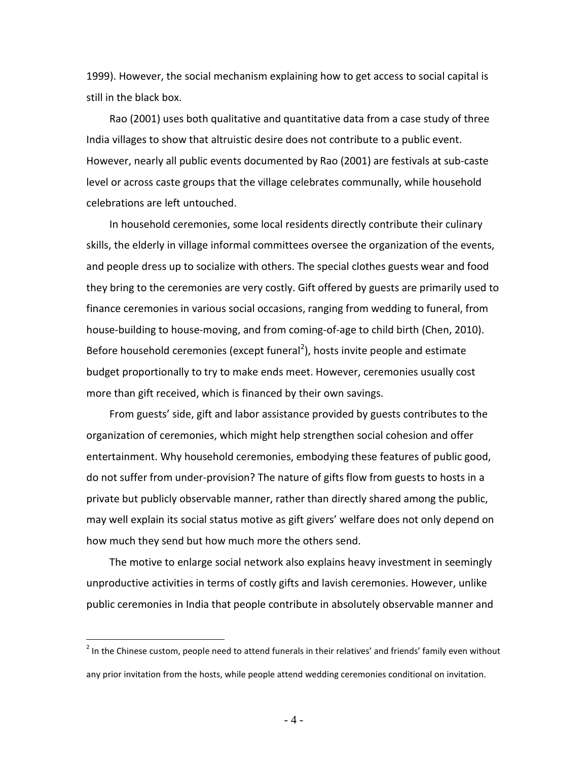1999). However, the social mechanism explaining how to get access to social capital is still in the black box.

Rao (2001) uses both qualitative and quantitative data from a case study of three India villages to show that altruistic desire does not contribute to a public event. However, nearly all public events documented by Rao (2001) are festivals at sub-caste level or across caste groups that the village celebrates communally, while household celebrations are left untouched.

In household ceremonies, some local residents directly contribute their culinary skills, the elderly in village informal committees oversee the organization of the events, and people dress up to socialize with others. The special clothes guests wear and food they bring to the ceremonies are very costly. Gift offered by guests are primarily used to finance ceremonies in various social occasions, ranging from wedding to funeral, from house-building to house-moving, and from coming-of-age to child birth (Chen, 2010). Before household ceremonies (except funeral[2]), hosts invite people and estimate budget proportionally to try to make ends meet. However, ceremonies usually cost more than gift received, which is financed by their own savings.

From guests' side, gift and labor assistance provided by guests contributes to the organization of ceremonies, which might help strengthen social cohesion and offer entertainment. Why household ceremonies, embodying these features of public good, do not suffer from under-provision? The nature of gifts flow from guests to hosts in a private but publicly observable manner, rather than directly shared among the public, may well explain its social status motive as gift givers' welfare does not only depend on how much they send but how much more the others send.

The motive to enlarge social network also explains heavy investment in seemingly unproductive activities in terms of costly gifts and lavish ceremonies. However, unlike public ceremonies in India that people contribute in absolutely observable manner and

[2] In the Chinese custom, people need to attend funerals in their relatives' and friends' family even without any prior invitation from the hosts, while people attend wedding ceremonies conditional on invitation.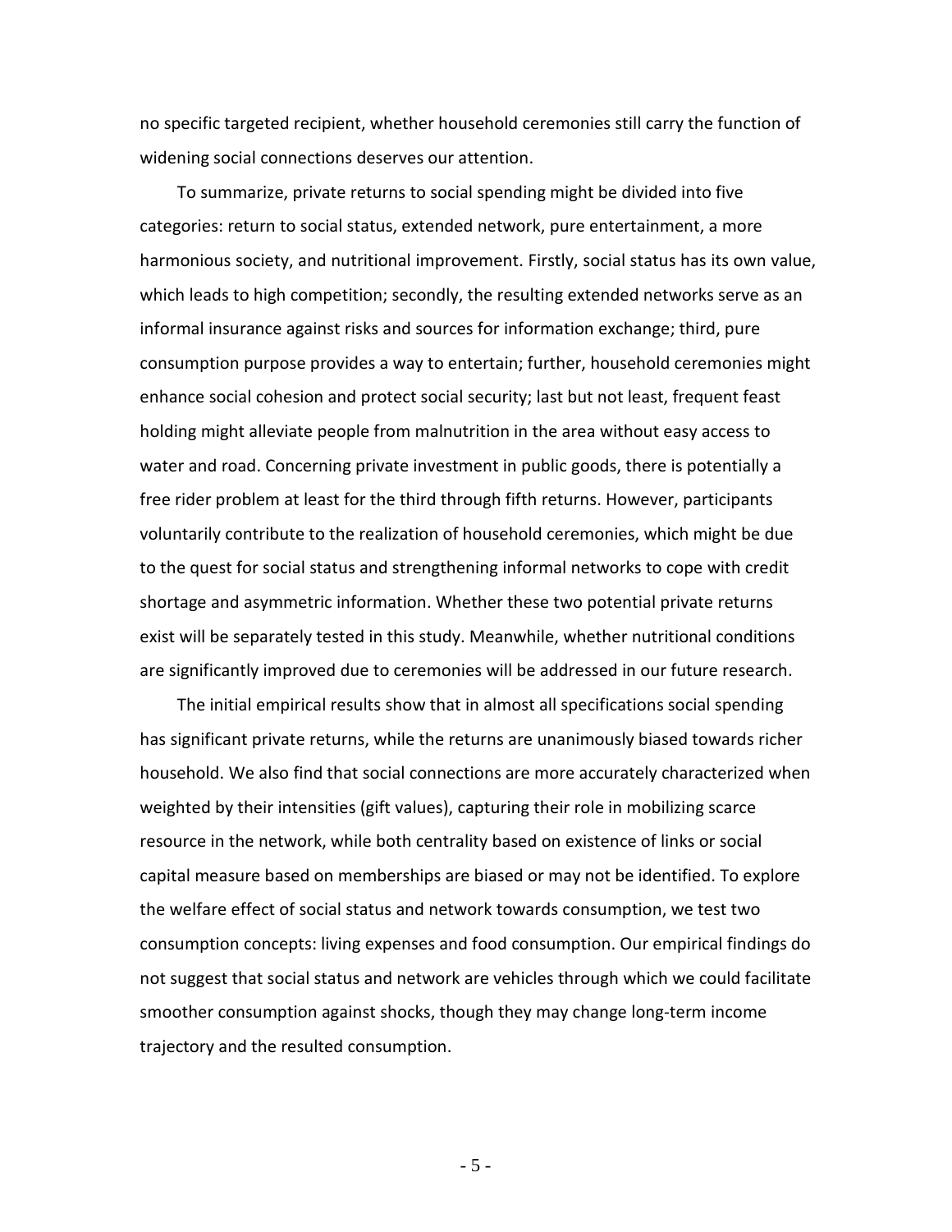no specific targeted recipient, whether household ceremonies still carry the function of widening social connections deserves our attention.

To summarize, private returns to social spending might be divided into five categories: return to social status, extended network, pure entertainment, a more harmonious society, and nutritional improvement. Firstly, social status has its own value, which leads to high competition; secondly, the resulting extended networks serve as an informal insurance against risks and sources for information exchange; third, pure consumption purpose provides a way to entertain; further, household ceremonies might enhance social cohesion and protect social security; last but not least, frequent feast holding might alleviate people from malnutrition in the area without easy access to water and road. Concerning private investment in public goods, there is potentially a free rider problem at least for the third through fifth returns. However, participants voluntarily contribute to the realization of household ceremonies, which might be due to the quest for social status and strengthening informal networks to cope with credit shortage and asymmetric information. Whether these two potential private returns exist will be separately tested in this study. Meanwhile, whether nutritional conditions are significantly improved due to ceremonies will be addressed in our future research.

The initial empirical results show that in almost all specifications social spending has significant private returns, while the returns are unanimously biased towards richer household. We also find that social connections are more accurately characterized when weighted by their intensities (gift values), capturing their role in mobilizing scarce resource in the network, while both centrality based on existence of links or social capital measure based on memberships are biased or may not be identified. To explore the welfare effect of social status and network towards consumption, we test two consumption concepts: living expenses and food consumption. Our empirical findings do not suggest that social status and network are vehicles through which we could facilitate smoother consumption against shocks, though they may change long-term income trajectory and the resulted consumption.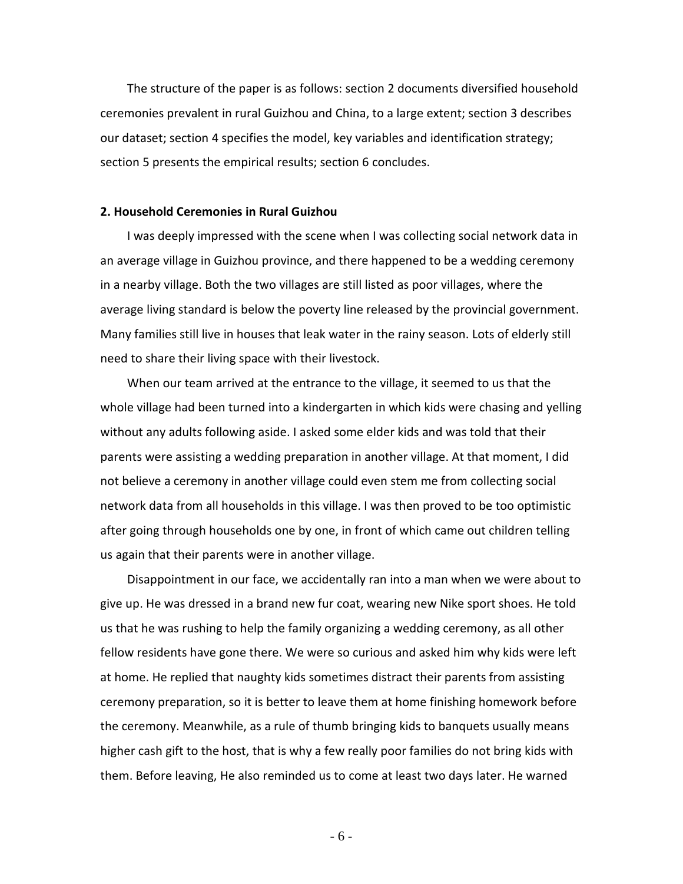The structure of the paper is as follows: section 2 documents diversified household ceremonies prevalent in rural Guizhou and China, to a large extent; section 3 describes our dataset; section 4 specifies the model, key variables and identification strategy; section 5 presents the empirical results; section 6 concludes.

## 2. Household Ceremonies in Rural Guizhou

I was deeply impressed with the scene when I was collecting social network data in an average village in Guizhou province, and there happened to be a wedding ceremony in a nearby village. Both the two villages are still listed as poor villages, where the average living standard is below the poverty line released by the provincial government. Many families still live in houses that leak water in the rainy season. Lots of elderly still need to share their living space with their livestock.

When our team arrived at the entrance to the village, it seemed to us that the whole village had been turned into a kindergarten in which kids were chasing and yelling without any adults following aside. I asked some elder kids and was told that their parents were assisting a wedding preparation in another village. At that moment, I did not believe a ceremony in another village could even stem me from collecting social network data from all households in this village. I was then proved to be too optimistic after going through households one by one, in front of which came out children telling us again that their parents were in another village.

Disappointment in our face, we accidentally ran into a man when we were about to give up. He was dressed in a brand new fur coat, wearing new Nike sport shoes. He told us that he was rushing to help the family organizing a wedding ceremony, as all other fellow residents have gone there. We were so curious and asked him why kids were left at home. He replied that naughty kids sometimes distract their parents from assisting ceremony preparation, so it is better to leave them at home finishing homework before the ceremony. Meanwhile, as a rule of thumb bringing kids to banquets usually means higher cash gift to the host, that is why a few really poor families do not bring kids with them. Before leaving, He also reminded us to come at least two days later. He warned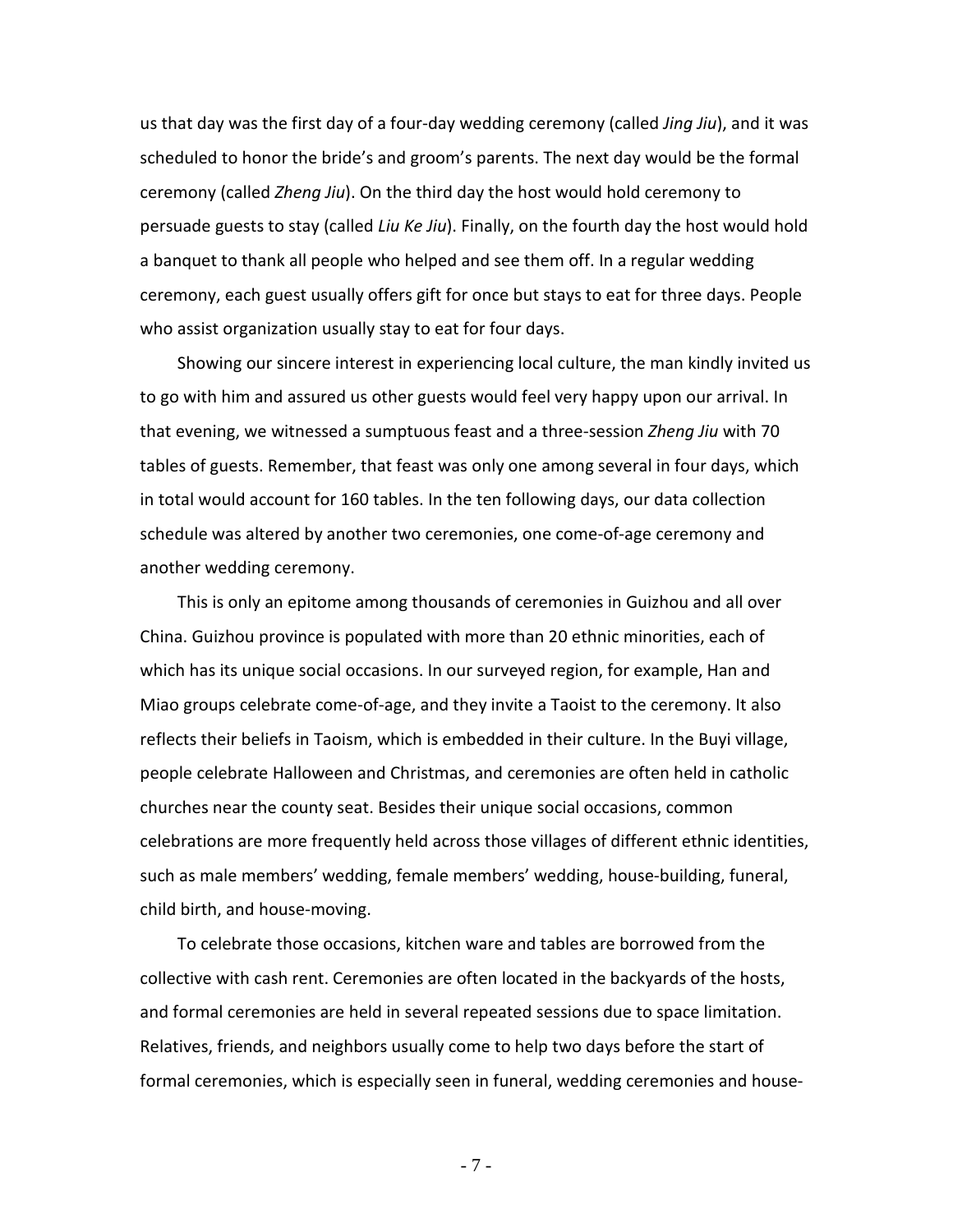us that day was the first day of a four-day wedding ceremony (called *Jing Jiu*), and it was scheduled to honor the bride's and groom's parents. The next day would be the formal ceremony (called *Zheng Jiu*). On the third day the host would hold ceremony to persuade guests to stay (called *Liu Ke Jiu*). Finally, on the fourth day the host would hold a banquet to thank all people who helped and see them off. In a regular wedding ceremony, each guest usually offers gift for once but stays to eat for three days. People who assist organization usually stay to eat for four days.

Showing our sincere interest in experiencing local culture, the man kindly invited us to go with him and assured us other guests would feel very happy upon our arrival. In that evening, we witnessed a sumptuous feast and a three-session *Zheng Jiu* with 70 tables of guests. Remember, that feast was only one among several in four days, which in total would account for 160 tables. In the ten following days, our data collection schedule was altered by another two ceremonies, one come-of-age ceremony and another wedding ceremony.

This is only an epitome among thousands of ceremonies in Guizhou and all over China. Guizhou province is populated with more than 20 ethnic minorities, each of which has its unique social occasions. In our surveyed region, for example, Han and Miao groups celebrate come-of-age, and they invite a Taoist to the ceremony. It also reflects their beliefs in Taoism, which is embedded in their culture. In the Buyi village, people celebrate Halloween and Christmas, and ceremonies are often held in catholic churches near the county seat. Besides their unique social occasions, common celebrations are more frequently held across those villages of different ethnic identities, such as male members' wedding, female members' wedding, house-building, funeral, child birth, and house-moving.

To celebrate those occasions, kitchen ware and tables are borrowed from the collective with cash rent. Ceremonies are often located in the backyards of the hosts, and formal ceremonies are held in several repeated sessions due to space limitation. Relatives, friends, and neighbors usually come to help two days before the start of formal ceremonies, which is especially seen in funeral, wedding ceremonies and house-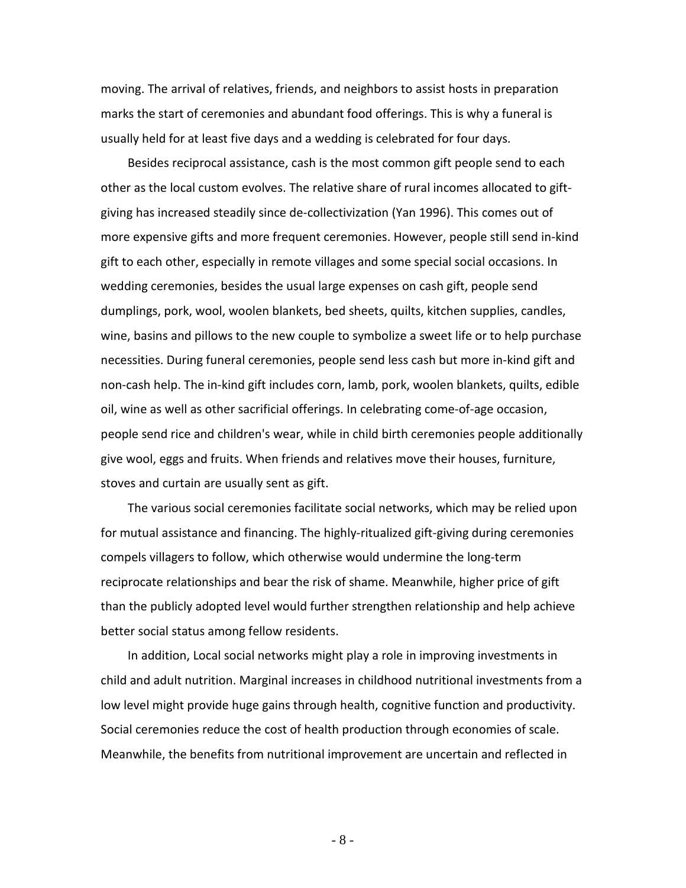moving. The arrival of relatives, friends, and neighbors to assist hosts in preparation marks the start of ceremonies and abundant food offerings. This is why a funeral is usually held for at least five days and a wedding is celebrated for four days.

Besides reciprocal assistance, cash is the most common gift people send to each other as the local custom evolves. The relative share of rural incomes allocated to gift-giving has increased steadily since de-collectivization (Yan 1996). This comes out of more expensive gifts and more frequent ceremonies. However, people still send in-kind gift to each other, especially in remote villages and some special social occasions. In wedding ceremonies, besides the usual large expenses on cash gift, people send dumplings, pork, wool, woolen blankets, bed sheets, quilts, kitchen supplies, candles, wine, basins and pillows to the new couple to symbolize a sweet life or to help purchase necessities. During funeral ceremonies, people send less cash but more in-kind gift and non-cash help. The in-kind gift includes corn, lamb, pork, woolen blankets, quilts, edible oil, wine as well as other sacrificial offerings. In celebrating come-of-age occasion, people send rice and children's wear, while in child birth ceremonies people additionally give wool, eggs and fruits. When friends and relatives move their houses, furniture, stoves and curtain are usually sent as gift.

The various social ceremonies facilitate social networks, which may be relied upon for mutual assistance and financing. The highly-ritualized gift-giving during ceremonies compels villagers to follow, which otherwise would undermine the long-term reciprocate relationships and bear the risk of shame. Meanwhile, higher price of gift than the publicly adopted level would further strengthen relationship and help achieve better social status among fellow residents.

In addition, Local social networks might play a role in improving investments in child and adult nutrition. Marginal increases in childhood nutritional investments from a low level might provide huge gains through health, cognitive function and productivity. Social ceremonies reduce the cost of health production through economies of scale. Meanwhile, the benefits from nutritional improvement are uncertain and reflected in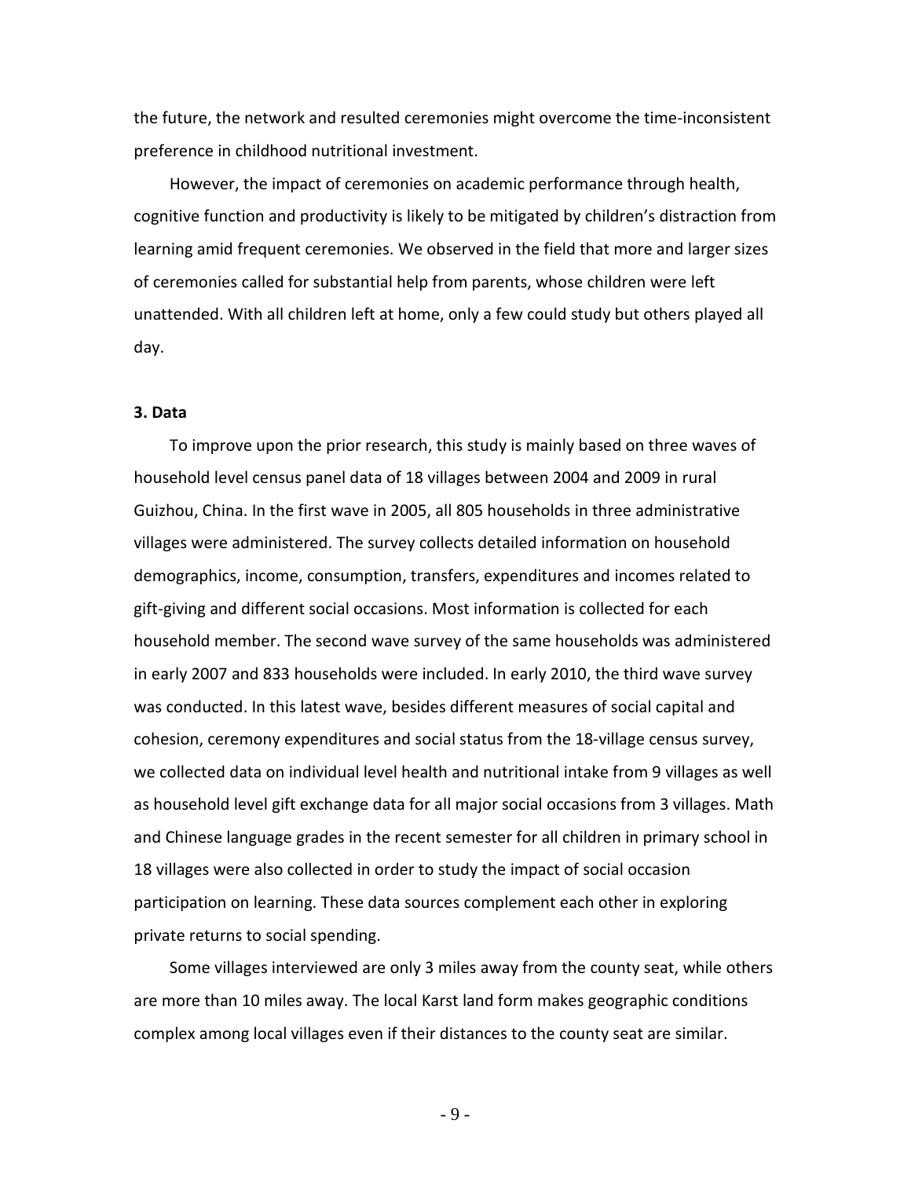the future, the network and resulted ceremonies might overcome the time-inconsistent preference in childhood nutritional investment.

However, the impact of ceremonies on academic performance through health, cognitive function and productivity is likely to be mitigated by children's distraction from learning amid frequent ceremonies. We observed in the field that more and larger sizes of ceremonies called for substantial help from parents, whose children were left unattended. With all children left at home, only a few could study but others played all day.

## 3. Data

To improve upon the prior research, this study is mainly based on three waves of household level census panel data of 18 villages between 2004 and 2009 in rural Guizhou, China. In the first wave in 2005, all 805 households in three administrative villages were administered. The survey collects detailed information on household demographics, income, consumption, transfers, expenditures and incomes related to gift-giving and different social occasions. Most information is collected for each household member. The second wave survey of the same households was administered in early 2007 and 833 households were included. In early 2010, the third wave survey was conducted. In this latest wave, besides different measures of social capital and cohesion, ceremony expenditures and social status from the 18-village census survey, we collected data on individual level health and nutritional intake from 9 villages as well as household level gift exchange data for all major social occasions from 3 villages. Math and Chinese language grades in the recent semester for all children in primary school in 18 villages were also collected in order to study the impact of social occasion participation on learning. These data sources complement each other in exploring private returns to social spending.

Some villages interviewed are only 3 miles away from the county seat, while others are more than 10 miles away. The local Karst land form makes geographic conditions complex among local villages even if their distances to the county seat are similar.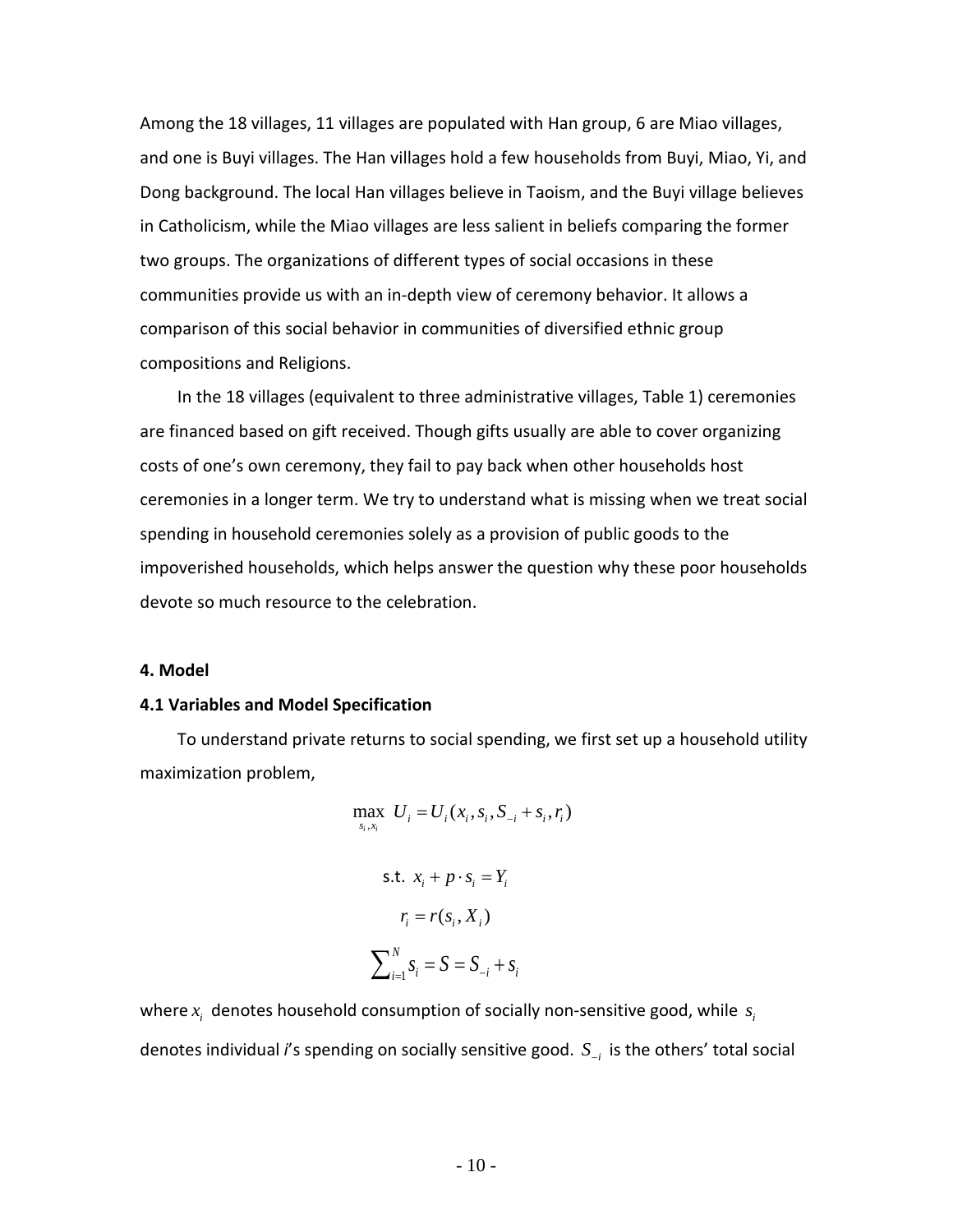Among the 18 villages, 11 villages are populated with Han group, 6 are Miao villages, and one is Buyi villages. The Han villages hold a few households from Buyi, Miao, Yi, and Dong background. The local Han villages believe in Taoism, and the Buyi village believes in Catholicism, while the Miao villages are less salient in beliefs comparing the former two groups. The organizations of different types of social occasions in these communities provide us with an in-depth view of ceremony behavior. It allows a comparison of this social behavior in communities of diversified ethnic group compositions and Religions.

In the 18 villages (equivalent to three administrative villages, Table 1) ceremonies are financed based on gift received. Though gifts usually are able to cover organizing costs of one's own ceremony, they fail to pay back when other households host ceremonies in a longer term. We try to understand what is missing when we treat social spending in household ceremonies solely as a provision of public goods to the impoverished households, which helps answer the question why these poor households devote so much resource to the celebration.

## 4. Model

### 4.1 Variables and Model Specification

To understand private returns to social spending, we first set up a household utility maximization problem,

$$\max_{s_i, x_i} \ U_i = U_i(x_i, s_i, S_{-i} + s_i, r_i)$$

$$\text{s.t. } x_i + p \cdot s_i = Y_i$$

$$r_i = r(s_i, X_i)$$

$$\sum_{i=1}^{N} s_i = S = S_{-i} + s_i$$

where $x_i$ denotes household consumption of socially non-sensitive good, while $s_i$ denotes individual *i*'s spending on socially sensitive good. $S_{-i}$ is the others' total social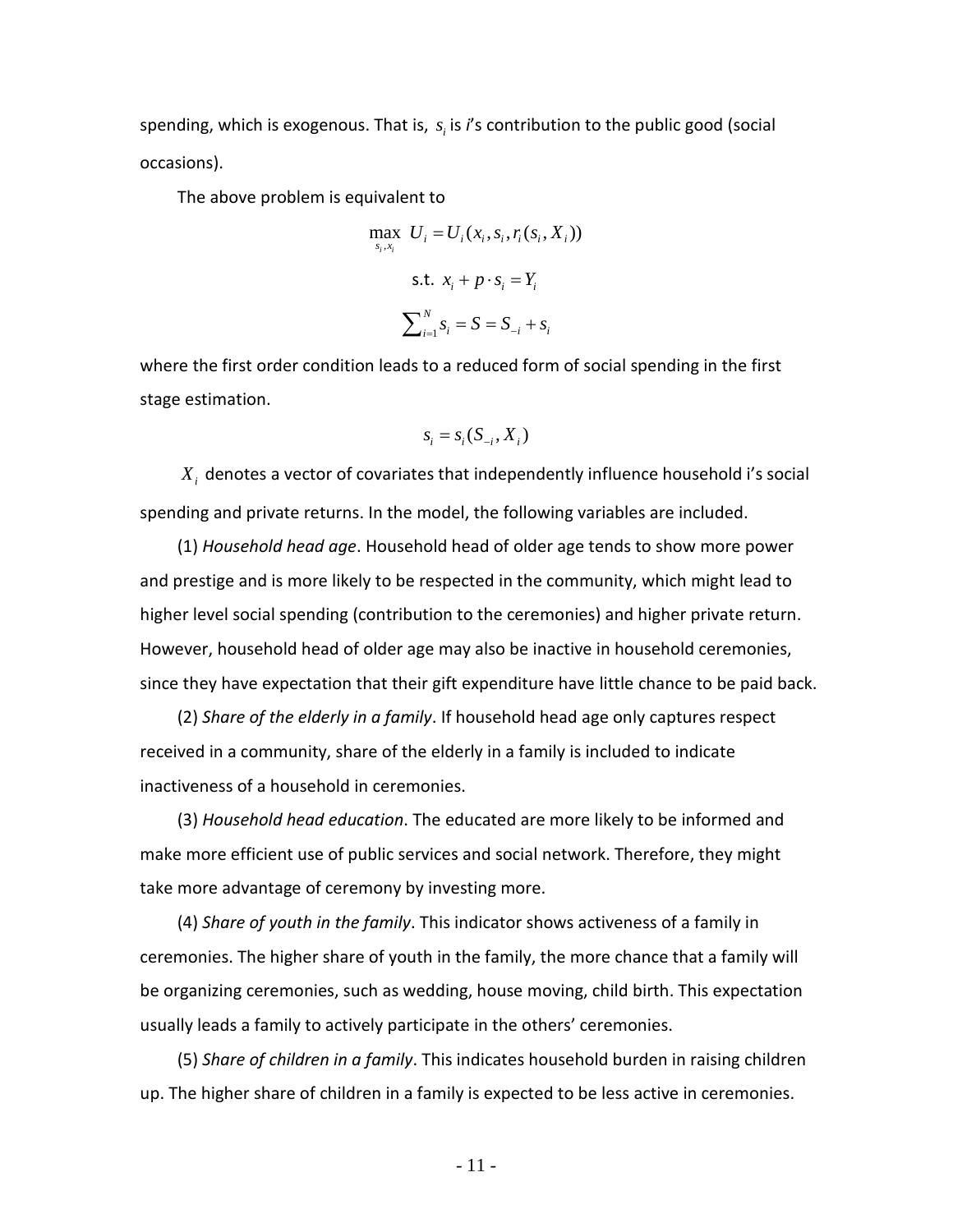spending, which is exogenous. That is, $s_i$ is *i*'s contribution to the public good (social occasions).

The above problem is equivalent to

$$\max_{s_i, x_i} \ U_i = U_i(x_i, s_i, r_i(s_i, X_i))$$

$$\text{s.t. } x_i + p \cdot s_i = Y_i$$

$$\sum_{i=1}^{N} s_i = S = S_{-i} + s_i$$

where the first order condition leads to a reduced form of social spending in the first stage estimation.

$$s_i = s_i(S_{-i}, X_i)$$

$X_i$ denotes a vector of covariates that independently influence household i's social spending and private returns. In the model, the following variables are included.

(1) *Household head age*. Household head of older age tends to show more power and prestige and is more likely to be respected in the community, which might lead to higher level social spending (contribution to the ceremonies) and higher private return. However, household head of older age may also be inactive in household ceremonies, since they have expectation that their gift expenditure have little chance to be paid back.

(2) *Share of the elderly in a family*. If household head age only captures respect received in a community, share of the elderly in a family is included to indicate inactiveness of a household in ceremonies.

(3) *Household head education*. The educated are more likely to be informed and make more efficient use of public services and social network. Therefore, they might take more advantage of ceremony by investing more.

(4) *Share of youth in the family*. This indicator shows activeness of a family in ceremonies. The higher share of youth in the family, the more chance that a family will be organizing ceremonies, such as wedding, house moving, child birth. This expectation usually leads a family to actively participate in the others' ceremonies.

(5) *Share of children in a family*. This indicates household burden in raising children up. The higher share of children in a family is expected to be less active in ceremonies.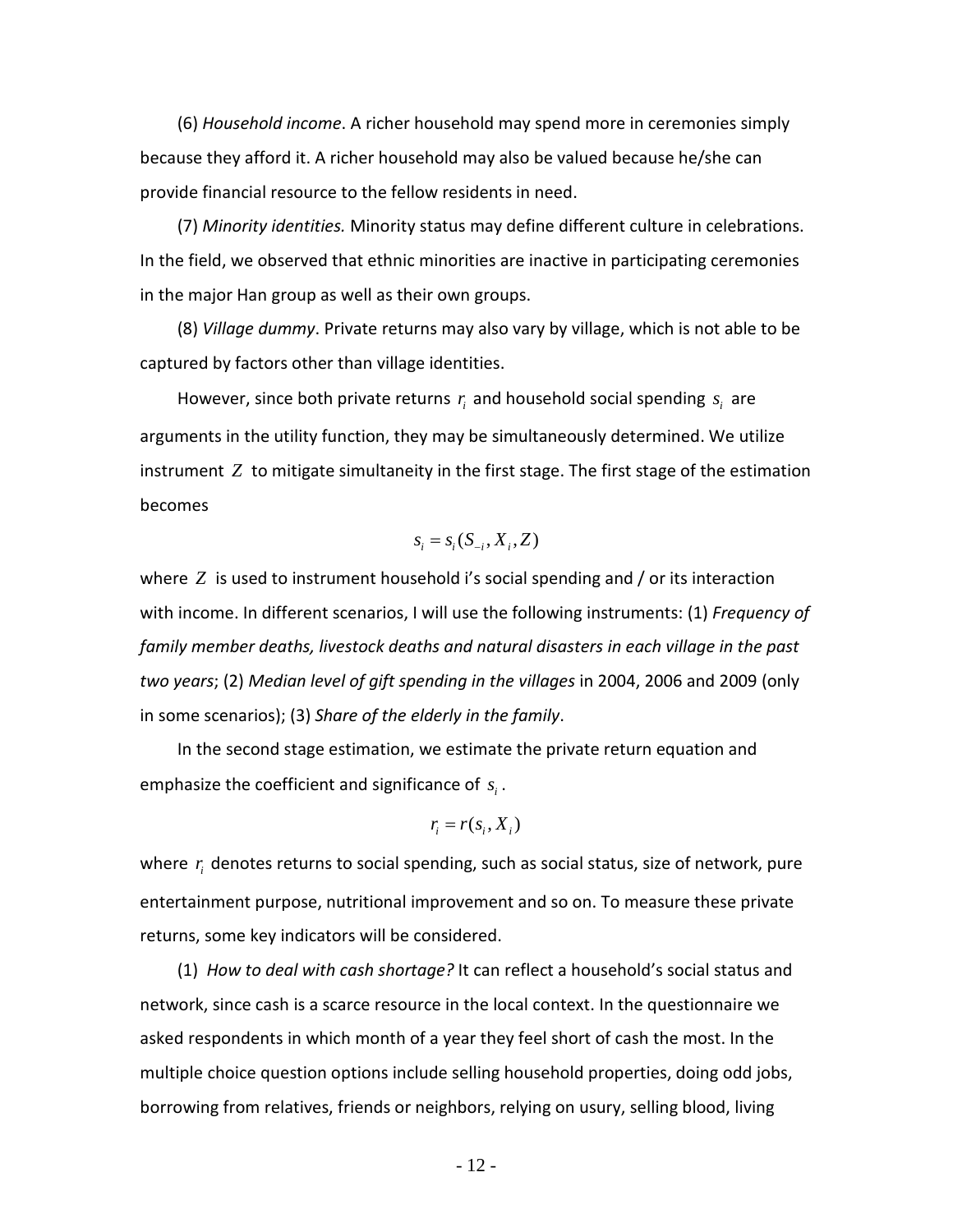(6) *Household income*. A richer household may spend more in ceremonies simply because they afford it. A richer household may also be valued because he/she can provide financial resource to the fellow residents in need.

(7) *Minority identities.* Minority status may define different culture in celebrations. In the field, we observed that ethnic minorities are inactive in participating ceremonies in the major Han group as well as their own groups.

(8) *Village dummy*. Private returns may also vary by village, which is not able to be captured by factors other than village identities.

However, since both private returns $r_i$ and household social spending $s_i$ are arguments in the utility function, they may be simultaneously determined. We utilize instrument $Z$ to mitigate simultaneity in the first stage. The first stage of the estimation becomes

$$s_i = s_i(S_{-i}, X_i, Z)$$

where $Z$ is used to instrument household i's social spending and / or its interaction with income. In different scenarios, I will use the following instruments: (1) *Frequency of family member deaths, livestock deaths and natural disasters in each village in the past two years*; (2) *Median level of gift spending in the villages* in 2004, 2006 and 2009 (only in some scenarios); (3) *Share of the elderly in the family*.

In the second stage estimation, we estimate the private return equation and emphasize the coefficient and significance of $s_i$.

$$r_i = r(s_i, X_i)$$

where $r_i$ denotes returns to social spending, such as social status, size of network, pure entertainment purpose, nutritional improvement and so on. To measure these private returns, some key indicators will be considered.

(1) *How to deal with cash shortage?* It can reflect a household's social status and network, since cash is a scarce resource in the local context. In the questionnaire we asked respondents in which month of a year they feel short of cash the most. In the multiple choice question options include selling household properties, doing odd jobs, borrowing from relatives, friends or neighbors, relying on usury, selling blood, living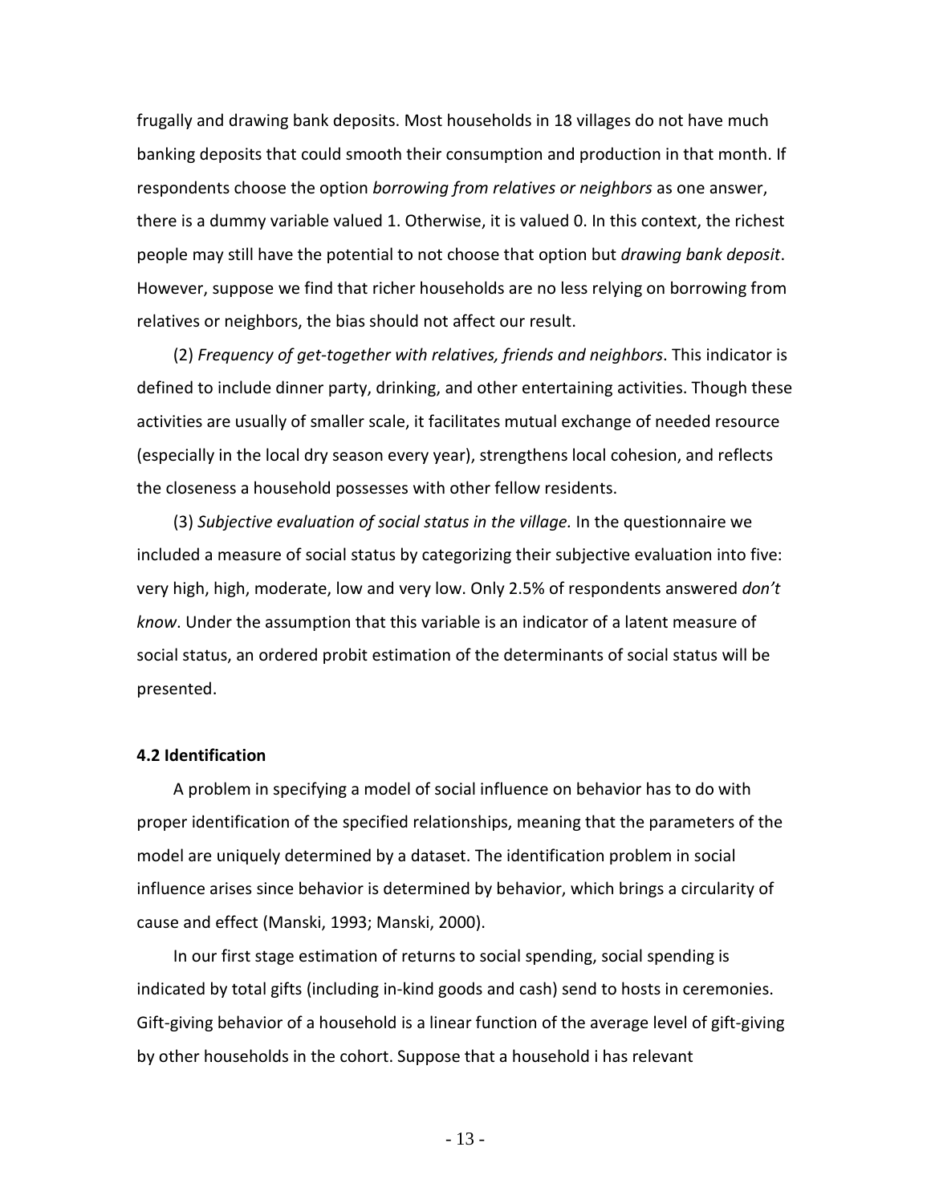frugally and drawing bank deposits. Most households in 18 villages do not have much banking deposits that could smooth their consumption and production in that month. If respondents choose the option *borrowing from relatives or neighbors* as one answer, there is a dummy variable valued 1. Otherwise, it is valued 0. In this context, the richest people may still have the potential to not choose that option but *drawing bank deposit*. However, suppose we find that richer households are no less relying on borrowing from relatives or neighbors, the bias should not affect our result.

(2) *Frequency of get-together with relatives, friends and neighbors*. This indicator is defined to include dinner party, drinking, and other entertaining activities. Though these activities are usually of smaller scale, it facilitates mutual exchange of needed resource (especially in the local dry season every year), strengthens local cohesion, and reflects the closeness a household possesses with other fellow residents.

(3) *Subjective evaluation of social status in the village.* In the questionnaire we included a measure of social status by categorizing their subjective evaluation into five: very high, high, moderate, low and very low. Only 2.5% of respondents answered *don't know*. Under the assumption that this variable is an indicator of a latent measure of social status, an ordered probit estimation of the determinants of social status will be presented.

#### 4.2 Identification

A problem in specifying a model of social influence on behavior has to do with proper identification of the specified relationships, meaning that the parameters of the model are uniquely determined by a dataset. The identification problem in social influence arises since behavior is determined by behavior, which brings a circularity of cause and effect (Manski, 1993; Manski, 2000).

In our first stage estimation of returns to social spending, social spending is indicated by total gifts (including in-kind goods and cash) send to hosts in ceremonies. Gift-giving behavior of a household is a linear function of the average level of gift-giving by other households in the cohort. Suppose that a household i has relevant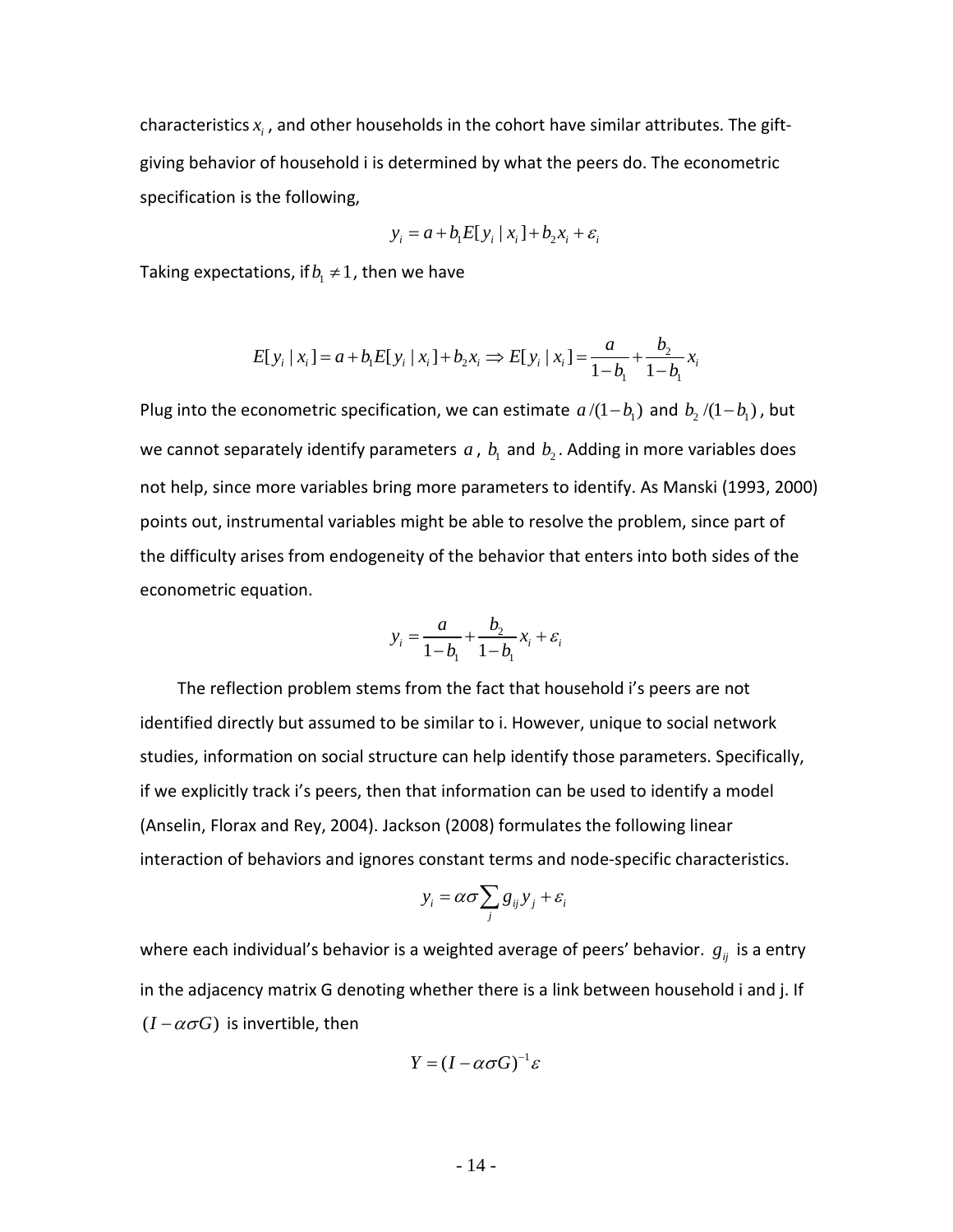characteristics $x_i$, and other households in the cohort have similar attributes. The gift-giving behavior of household i is determined by what the peers do. The econometric specification is the following,

$$y_i = a + b_1 E[y_i \mid x_i] + b_2 x_i + \varepsilon_i$$

Taking expectations, if $b_1 \neq 1$, then we have

$$E[y_i \mid x_i] = a + b_1 E[y_i \mid x_i] + b_2 x_i \Rightarrow E[y_i \mid x_i] = \frac{a}{1-b_1} + \frac{b_2}{1-b_1} x_i$$

Plug into the econometric specification, we can estimate $a/(1-b_1)$ and $b_2/(1-b_1)$, but we cannot separately identify parameters $a$, $b_1$ and $b_2$. Adding in more variables does not help, since more variables bring more parameters to identify. As Manski (1993, 2000) points out, instrumental variables might be able to resolve the problem, since part of the difficulty arises from endogeneity of the behavior that enters into both sides of the econometric equation.

$$y_i = \frac{a}{1-b_1} + \frac{b_2}{1-b_1} x_i + \varepsilon_i$$

The reflection problem stems from the fact that household i's peers are not identified directly but assumed to be similar to i. However, unique to social network studies, information on social structure can help identify those parameters. Specifically, if we explicitly track i's peers, then that information can be used to identify a model (Anselin, Florax and Rey, 2004). Jackson (2008) formulates the following linear interaction of behaviors and ignores constant terms and node-specific characteristics.

$$y_i = \alpha\sigma \sum_j g_{ij} y_j + \varepsilon_i$$

where each individual's behavior is a weighted average of peers' behavior. $g_{ij}$ is a entry in the adjacency matrix G denoting whether there is a link between household i and j. If $(I - \alpha\sigma G)$ is invertible, then

$$Y = (I - \alpha\sigma G)^{-1} \varepsilon$$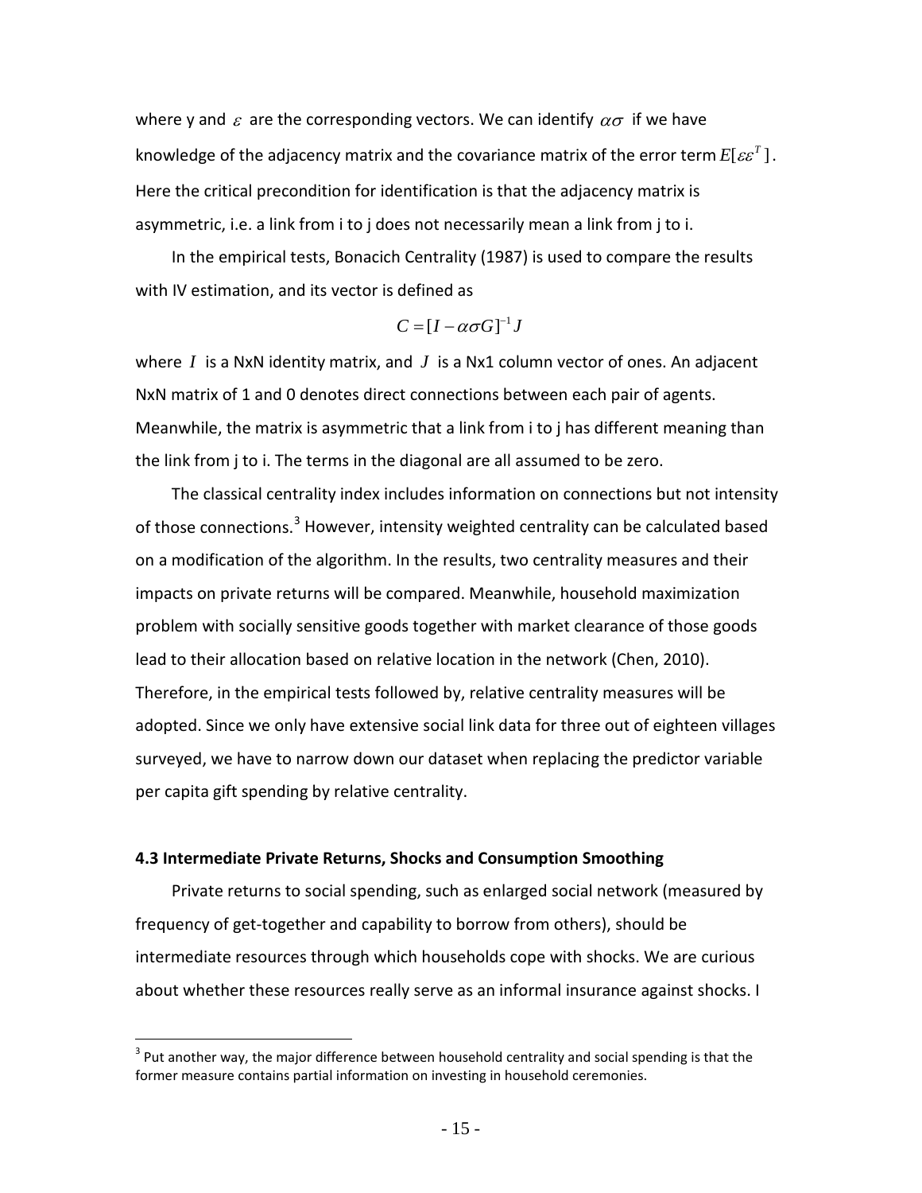where y and $\varepsilon$ are the corresponding vectors. We can identify $\alpha\sigma$ if we have knowledge of the adjacency matrix and the covariance matrix of the error term $E[\varepsilon\varepsilon^T]$. Here the critical precondition for identification is that the adjacency matrix is asymmetric, i.e. a link from i to j does not necessarily mean a link from j to i.

In the empirical tests, Bonacich Centrality (1987) is used to compare the results with IV estimation, and its vector is defined as

$$C = [I - \alpha\sigma G]^{-1} J$$

where $I$ is a NxN identity matrix, and $J$ is a Nx1 column vector of ones. An adjacent NxN matrix of 1 and 0 denotes direct connections between each pair of agents. Meanwhile, the matrix is asymmetric that a link from i to j has different meaning than the link from j to i. The terms in the diagonal are all assumed to be zero.

The classical centrality index includes information on connections but not intensity of those connections.[3] However, intensity weighted centrality can be calculated based on a modification of the algorithm. In the results, two centrality measures and their impacts on private returns will be compared. Meanwhile, household maximization problem with socially sensitive goods together with market clearance of those goods lead to their allocation based on relative location in the network (Chen, 2010). Therefore, in the empirical tests followed by, relative centrality measures will be adopted. Since we only have extensive social link data for three out of eighteen villages surveyed, we have to narrow down our dataset when replacing the predictor variable per capita gift spending by relative centrality.

### 4.3 Intermediate Private Returns, Shocks and Consumption Smoothing

Private returns to social spending, such as enlarged social network (measured by frequency of get-together and capability to borrow from others), should be intermediate resources through which households cope with shocks. We are curious about whether these resources really serve as an informal insurance against shocks. I

---

[3] Put another way, the major difference between household centrality and social spending is that the former measure contains partial information on investing in household ceremonies.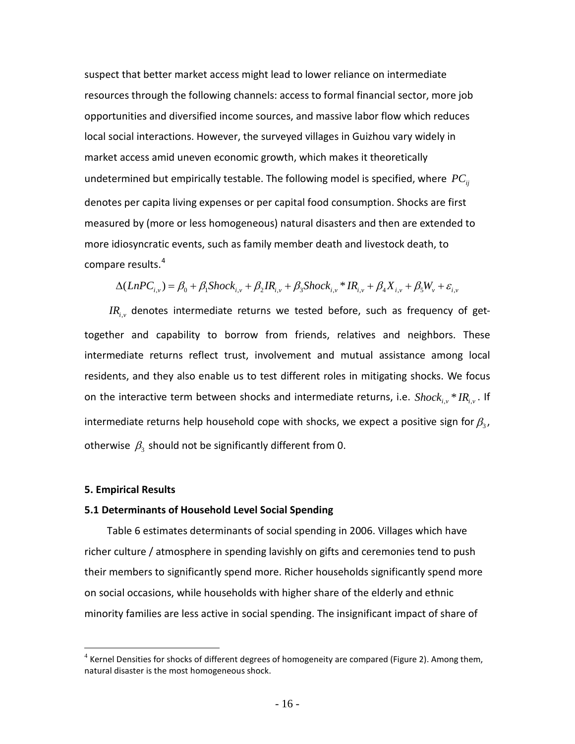suspect that better market access might lead to lower reliance on intermediate resources through the following channels: access to formal financial sector, more job opportunities and diversified income sources, and massive labor flow which reduces local social interactions. However, the surveyed villages in Guizhou vary widely in market access amid uneven economic growth, which makes it theoretically undetermined but empirically testable. The following model is specified, where $PC_{ij}$ denotes per capita living expenses or per capital food consumption. Shocks are first measured by (more or less homogeneous) natural disasters and then are extended to more idiosyncratic events, such as family member death and livestock death, to compare results.[4]

$$\Delta(LnPC_{i,v}) = \beta_0 + \beta_1 Shock_{i,v} + \beta_2 IR_{i,v} + \beta_3 Shock_{i,v} * IR_{i,v} + \beta_4 X_{i,v} + \beta_5 W_v + \varepsilon_{i,v}$$

$IR_{i,v}$ denotes intermediate returns we tested before, such as frequency of get-together and capability to borrow from friends, relatives and neighbors. These intermediate returns reflect trust, involvement and mutual assistance among local residents, and they also enable us to test different roles in mitigating shocks. We focus on the interactive term between shocks and intermediate returns, i.e. $Shock_{i,v} * IR_{i,v}$. If intermediate returns help household cope with shocks, we expect a positive sign for $\beta_3$, otherwise $\beta_3$ should not be significantly different from 0.

## 5. Empirical Results

### 5.1 Determinants of Household Level Social Spending

Table 6 estimates determinants of social spending in 2006. Villages which have richer culture / atmosphere in spending lavishly on gifts and ceremonies tend to push their members to significantly spend more. Richer households significantly spend more on social occasions, while households with higher share of the elderly and ethnic minority families are less active in social spending. The insignificant impact of share of

[4] Kernel Densities for shocks of different degrees of homogeneity are compared (Figure 2). Among them, natural disaster is the most homogeneous shock.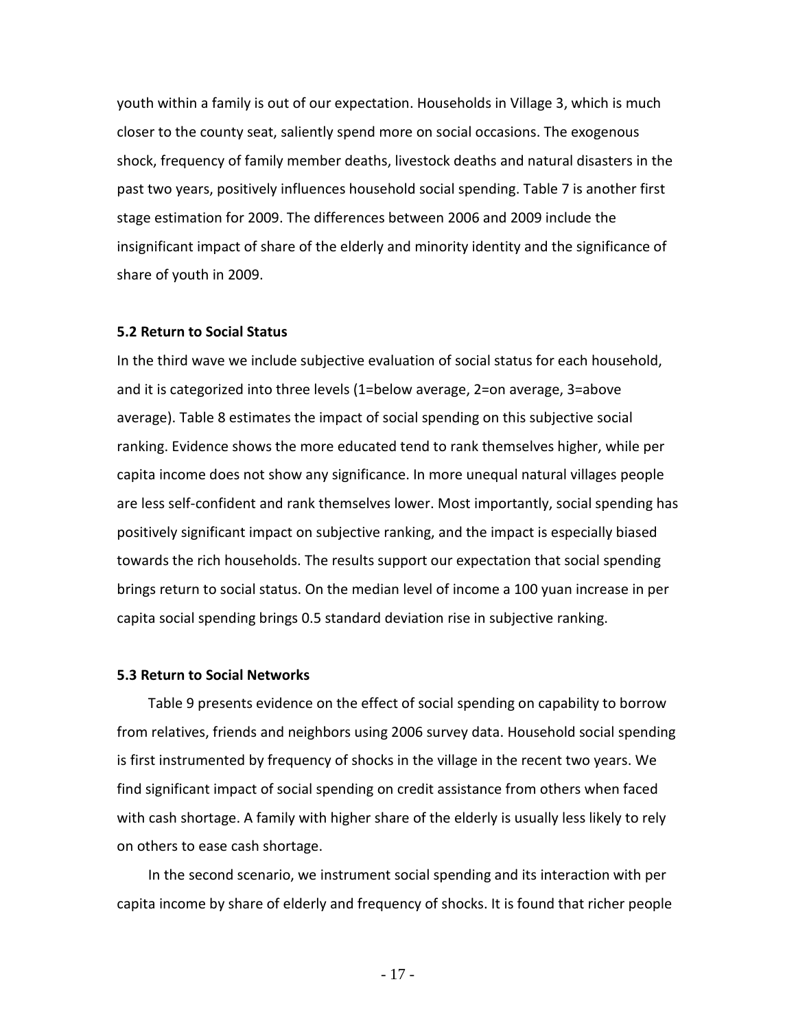youth within a family is out of our expectation. Households in Village 3, which is much closer to the county seat, saliently spend more on social occasions. The exogenous shock, frequency of family member deaths, livestock deaths and natural disasters in the past two years, positively influences household social spending. Table 7 is another first stage estimation for 2009. The differences between 2006 and 2009 include the insignificant impact of share of the elderly and minority identity and the significance of share of youth in 2009.

### 5.2 Return to Social Status

In the third wave we include subjective evaluation of social status for each household, and it is categorized into three levels (1=below average, 2=on average, 3=above average). Table 8 estimates the impact of social spending on this subjective social ranking. Evidence shows the more educated tend to rank themselves higher, while per capita income does not show any significance. In more unequal natural villages people are less self-confident and rank themselves lower. Most importantly, social spending has positively significant impact on subjective ranking, and the impact is especially biased towards the rich households. The results support our expectation that social spending brings return to social status. On the median level of income a 100 yuan increase in per capita social spending brings 0.5 standard deviation rise in subjective ranking.

### 5.3 Return to Social Networks

Table 9 presents evidence on the effect of social spending on capability to borrow from relatives, friends and neighbors using 2006 survey data. Household social spending is first instrumented by frequency of shocks in the village in the recent two years. We find significant impact of social spending on credit assistance from others when faced with cash shortage. A family with higher share of the elderly is usually less likely to rely on others to ease cash shortage.

In the second scenario, we instrument social spending and its interaction with per capita income by share of elderly and frequency of shocks. It is found that richer people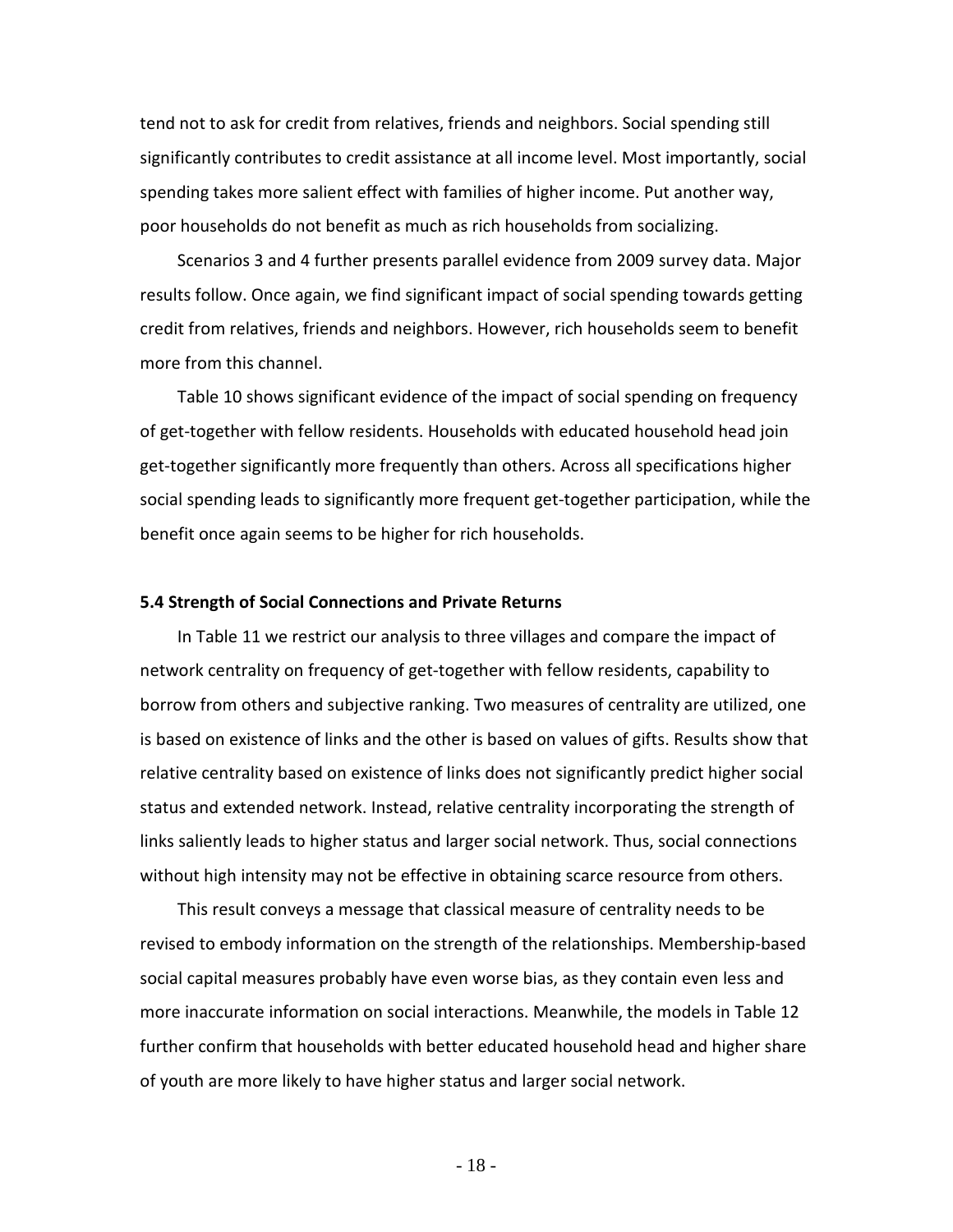tend not to ask for credit from relatives, friends and neighbors. Social spending still significantly contributes to credit assistance at all income level. Most importantly, social spending takes more salient effect with families of higher income. Put another way, poor households do not benefit as much as rich households from socializing.

Scenarios 3 and 4 further presents parallel evidence from 2009 survey data. Major results follow. Once again, we find significant impact of social spending towards getting credit from relatives, friends and neighbors. However, rich households seem to benefit more from this channel.

Table 10 shows significant evidence of the impact of social spending on frequency of get-together with fellow residents. Households with educated household head join get-together significantly more frequently than others. Across all specifications higher social spending leads to significantly more frequent get-together participation, while the benefit once again seems to be higher for rich households.

### 5.4 Strength of Social Connections and Private Returns

In Table 11 we restrict our analysis to three villages and compare the impact of network centrality on frequency of get-together with fellow residents, capability to borrow from others and subjective ranking. Two measures of centrality are utilized, one is based on existence of links and the other is based on values of gifts. Results show that relative centrality based on existence of links does not significantly predict higher social status and extended network. Instead, relative centrality incorporating the strength of links saliently leads to higher status and larger social network. Thus, social connections without high intensity may not be effective in obtaining scarce resource from others.

This result conveys a message that classical measure of centrality needs to be revised to embody information on the strength of the relationships. Membership-based social capital measures probably have even worse bias, as they contain even less and more inaccurate information on social interactions. Meanwhile, the models in Table 12 further confirm that households with better educated household head and higher share of youth are more likely to have higher status and larger social network.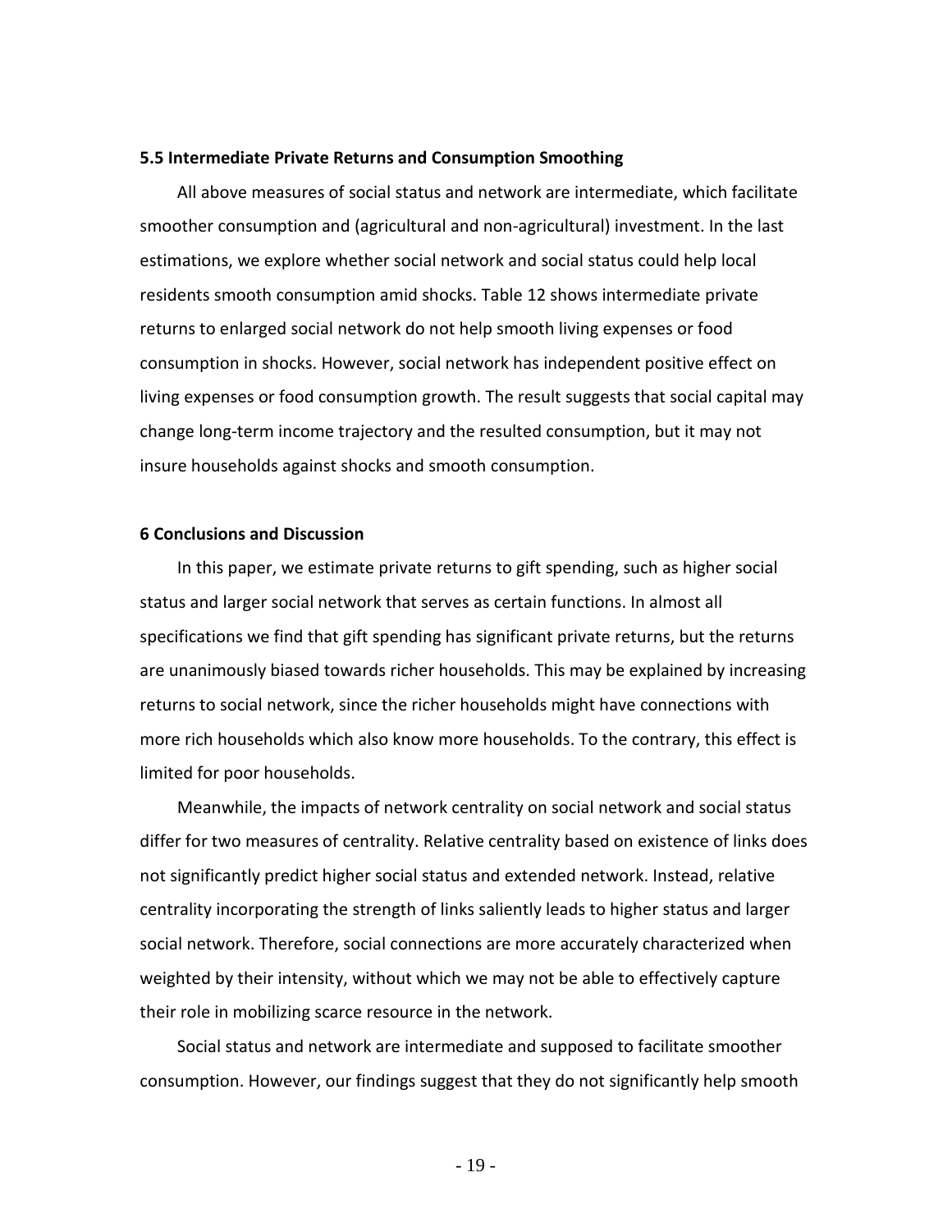### 5.5 Intermediate Private Returns and Consumption Smoothing

All above measures of social status and network are intermediate, which facilitate smoother consumption and (agricultural and non-agricultural) investment. In the last estimations, we explore whether social network and social status could help local residents smooth consumption amid shocks. Table 12 shows intermediate private returns to enlarged social network do not help smooth living expenses or food consumption in shocks. However, social network has independent positive effect on living expenses or food consumption growth. The result suggests that social capital may change long-term income trajectory and the resulted consumption, but it may not insure households against shocks and smooth consumption.

## 6 Conclusions and Discussion

In this paper, we estimate private returns to gift spending, such as higher social status and larger social network that serves as certain functions. In almost all specifications we find that gift spending has significant private returns, but the returns are unanimously biased towards richer households. This may be explained by increasing returns to social network, since the richer households might have connections with more rich households which also know more households. To the contrary, this effect is limited for poor households.

Meanwhile, the impacts of network centrality on social network and social status differ for two measures of centrality. Relative centrality based on existence of links does not significantly predict higher social status and extended network. Instead, relative centrality incorporating the strength of links saliently leads to higher status and larger social network. Therefore, social connections are more accurately characterized when weighted by their intensity, without which we may not be able to effectively capture their role in mobilizing scarce resource in the network.

Social status and network are intermediate and supposed to facilitate smoother consumption. However, our findings suggest that they do not significantly help smooth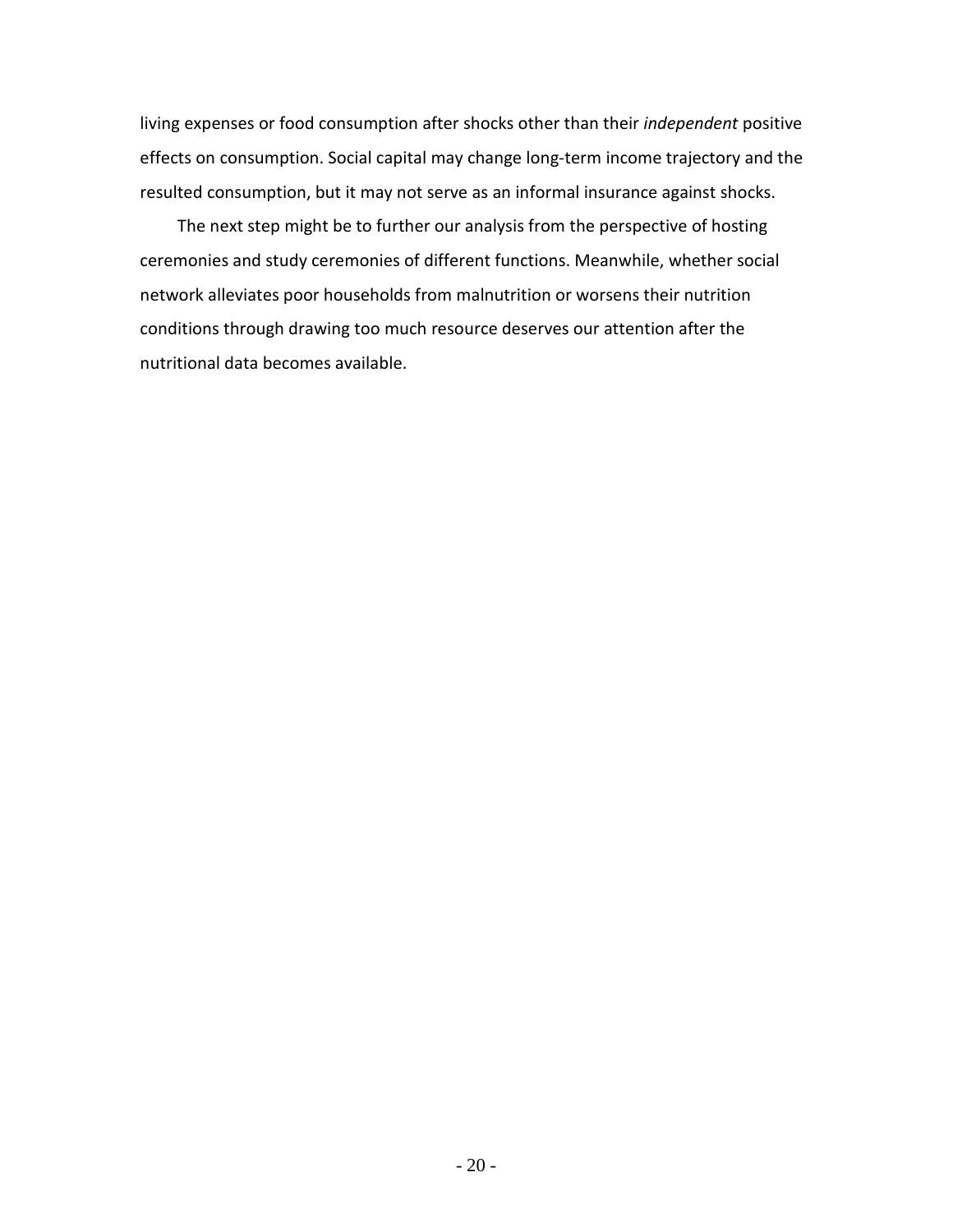living expenses or food consumption after shocks other than their *independent* positive effects on consumption. Social capital may change long-term income trajectory and the resulted consumption, but it may not serve as an informal insurance against shocks.

The next step might be to further our analysis from the perspective of hosting ceremonies and study ceremonies of different functions. Meanwhile, whether social network alleviates poor households from malnutrition or worsens their nutrition conditions through drawing too much resource deserves our attention after the nutritional data becomes available.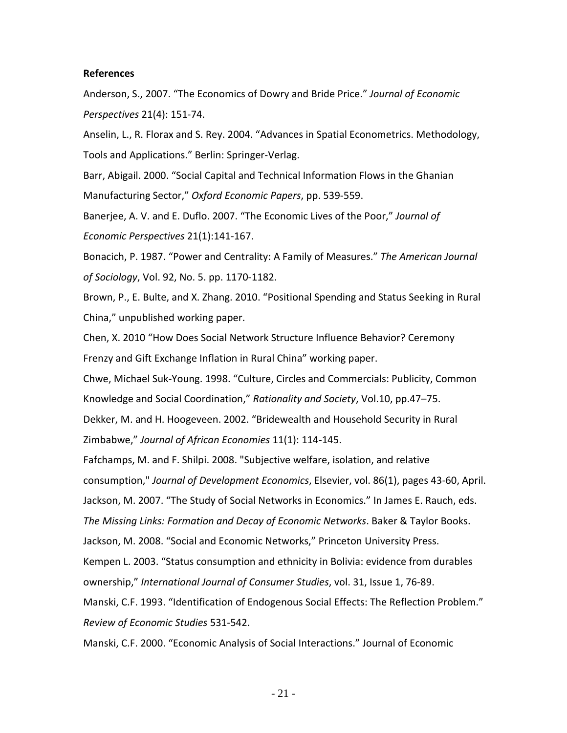**References**

Anderson, S., 2007. “The Economics of Dowry and Bride Price.” *Journal of Economic Perspectives* 21(4): 151-74.

Anselin, L., R. Florax and S. Rey. 2004. “Advances in Spatial Econometrics. Methodology, Tools and Applications.” Berlin: Springer-Verlag.

Barr, Abigail. 2000. “Social Capital and Technical Information Flows in the Ghanian Manufacturing Sector,” *Oxford Economic Papers*, pp. 539-559.

Banerjee, A. V. and E. Duflo. 2007. “The Economic Lives of the Poor,” *Journal of Economic Perspectives* 21(1):141-167.

Bonacich, P. 1987. “Power and Centrality: A Family of Measures.” *The American Journal of Sociology*, Vol. 92, No. 5. pp. 1170-1182.

Brown, P., E. Bulte, and X. Zhang. 2010. “Positional Spending and Status Seeking in Rural China,” unpublished working paper.

Chen, X. 2010 “How Does Social Network Structure Influence Behavior? Ceremony Frenzy and Gift Exchange Inflation in Rural China” working paper.

Chwe, Michael Suk-Young. 1998. “Culture, Circles and Commercials: Publicity, Common Knowledge and Social Coordination,” *Rationality and Society*, Vol.10, pp.47–75.

Dekker, M. and H. Hoogeveen. 2002. “Bridewealth and Household Security in Rural Zimbabwe,” *Journal of African Economies* 11(1): 114-145.

Fafchamps, M. and F. Shilpi. 2008. "Subjective welfare, isolation, and relative consumption," *Journal of Development Economics*, Elsevier, vol. 86(1), pages 43-60, April.

Jackson, M. 2007. “The Study of Social Networks in Economics.” In James E. Rauch, eds. *The Missing Links: Formation and Decay of Economic Networks*. Baker & Taylor Books.

Jackson, M. 2008. “Social and Economic Networks,” Princeton University Press.

Kempen L. 2003. “Status consumption and ethnicity in Bolivia: evidence from durables ownership,” *International Journal of Consumer Studies*, vol. 31, Issue 1, 76-89.

Manski, C.F. 1993. “Identification of Endogenous Social Effects: The Reflection Problem.” *Review of Economic Studies* 531-542.

Manski, C.F. 2000. “Economic Analysis of Social Interactions.” Journal of Economic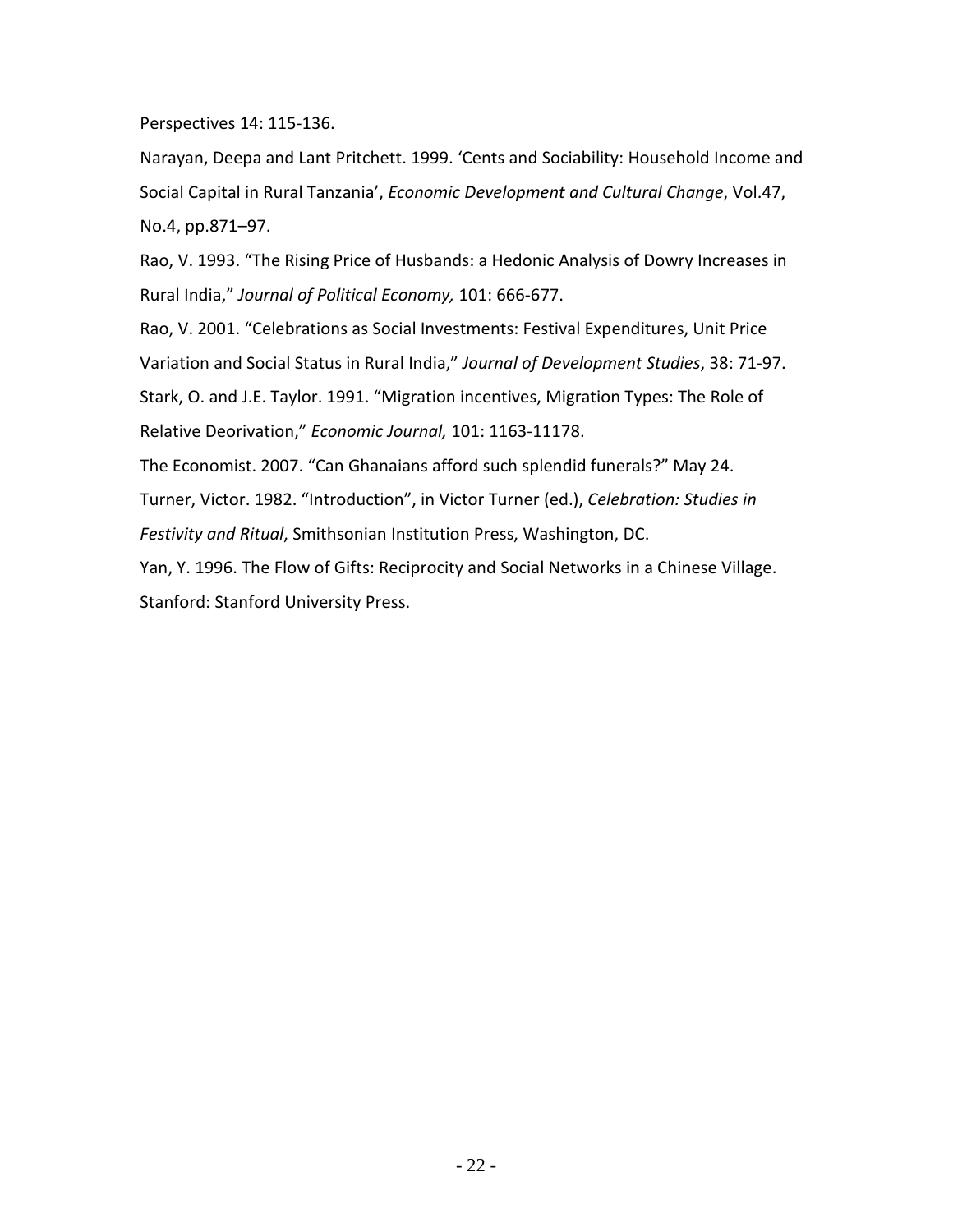Perspectives 14: 115-136.

Narayan, Deepa and Lant Pritchett. 1999. 'Cents and Sociability: Household Income and Social Capital in Rural Tanzania', *Economic Development and Cultural Change*, Vol.47, No.4, pp.871–97.

Rao, V. 1993. "The Rising Price of Husbands: a Hedonic Analysis of Dowry Increases in Rural India," *Journal of Political Economy,* 101: 666-677.

Rao, V. 2001. "Celebrations as Social Investments: Festival Expenditures, Unit Price Variation and Social Status in Rural India," *Journal of Development Studies*, 38: 71-97.

Stark, O. and J.E. Taylor. 1991. "Migration incentives, Migration Types: The Role of Relative Deorivation," *Economic Journal,* 101: 1163-11178.

The Economist. 2007. "Can Ghanaians afford such splendid funerals?" May 24.

Turner, Victor. 1982. "Introduction", in Victor Turner (ed.), *Celebration: Studies in Festivity and Ritual*, Smithsonian Institution Press, Washington, DC.

Yan, Y. 1996. The Flow of Gifts: Reciprocity and Social Networks in a Chinese Village. Stanford: Stanford University Press.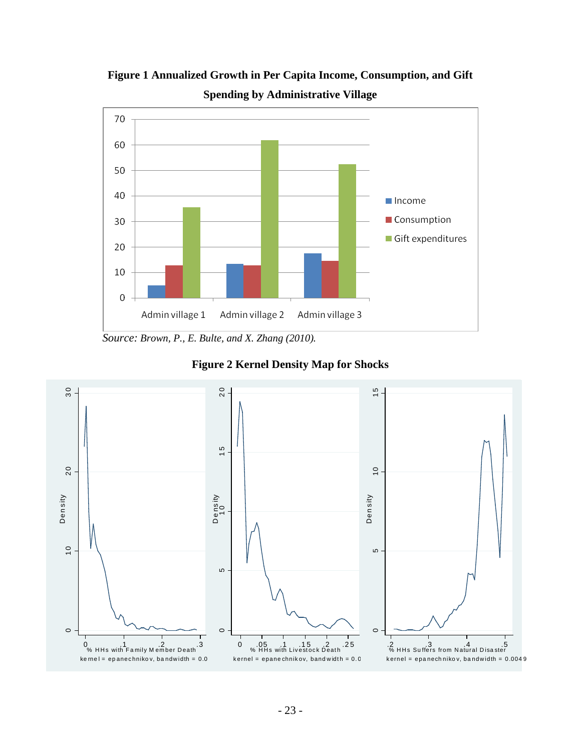**Figure 1 Annualized Growth in Per Capita Income, Consumption, and Gift Spending by Administrative Village**

*Source: Brown, P., E. Bulte, and X. Zhang (2010).*

**Figure 2 Kernel Density Map for Shocks**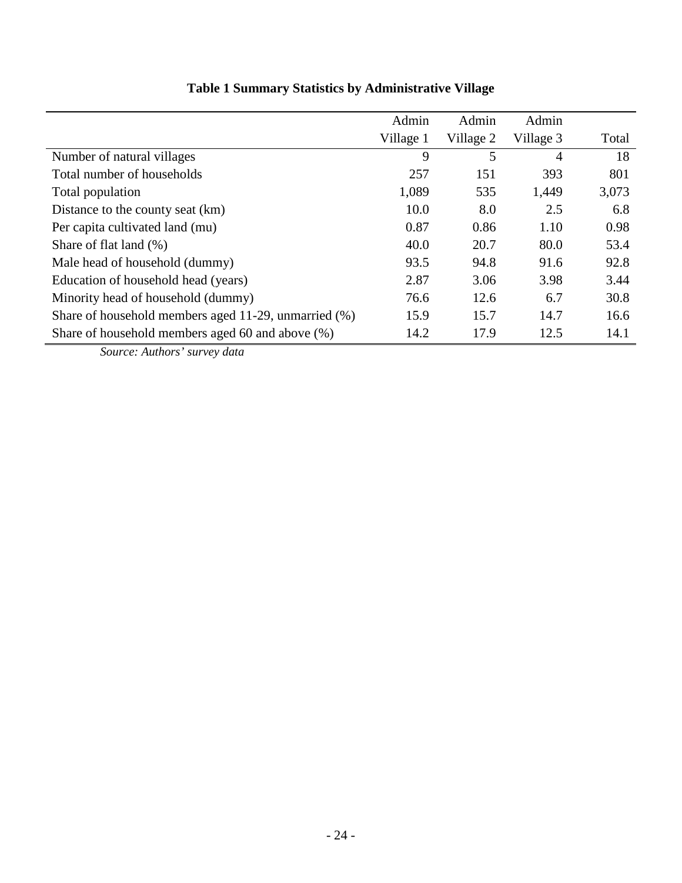**Table 1 Summary Statistics by Administrative Village**

| | Admin Village 1 | Admin Village 2 | Admin Village 3 | Total |
|---|---|---|---|---|
| Number of natural villages | 9 | 5 | 4 | 18 |
| Total number of households | 257 | 151 | 393 | 801 |
| Total population | 1,089 | 535 | 1,449 | 3,073 |
| Distance to the county seat (km) | 10.0 | 8.0 | 2.5 | 6.8 |
| Per capita cultivated land (mu) | 0.87 | 0.86 | 1.10 | 0.98 |
| Share of flat land (%) | 40.0 | 20.7 | 80.0 | 53.4 |
| Male head of household (dummy) | 93.5 | 94.8 | 91.6 | 92.8 |
| Education of household head (years) | 2.87 | 3.06 | 3.98 | 3.44 |
| Minority head of household (dummy) | 76.6 | 12.6 | 6.7 | 30.8 |
| Share of household members aged 11-29, unmarried (%) | 15.9 | 15.7 | 14.7 | 16.6 |
| Share of household members aged 60 and above (%) | 14.2 | 17.9 | 12.5 | 14.1 |

*Source: Authors' survey data*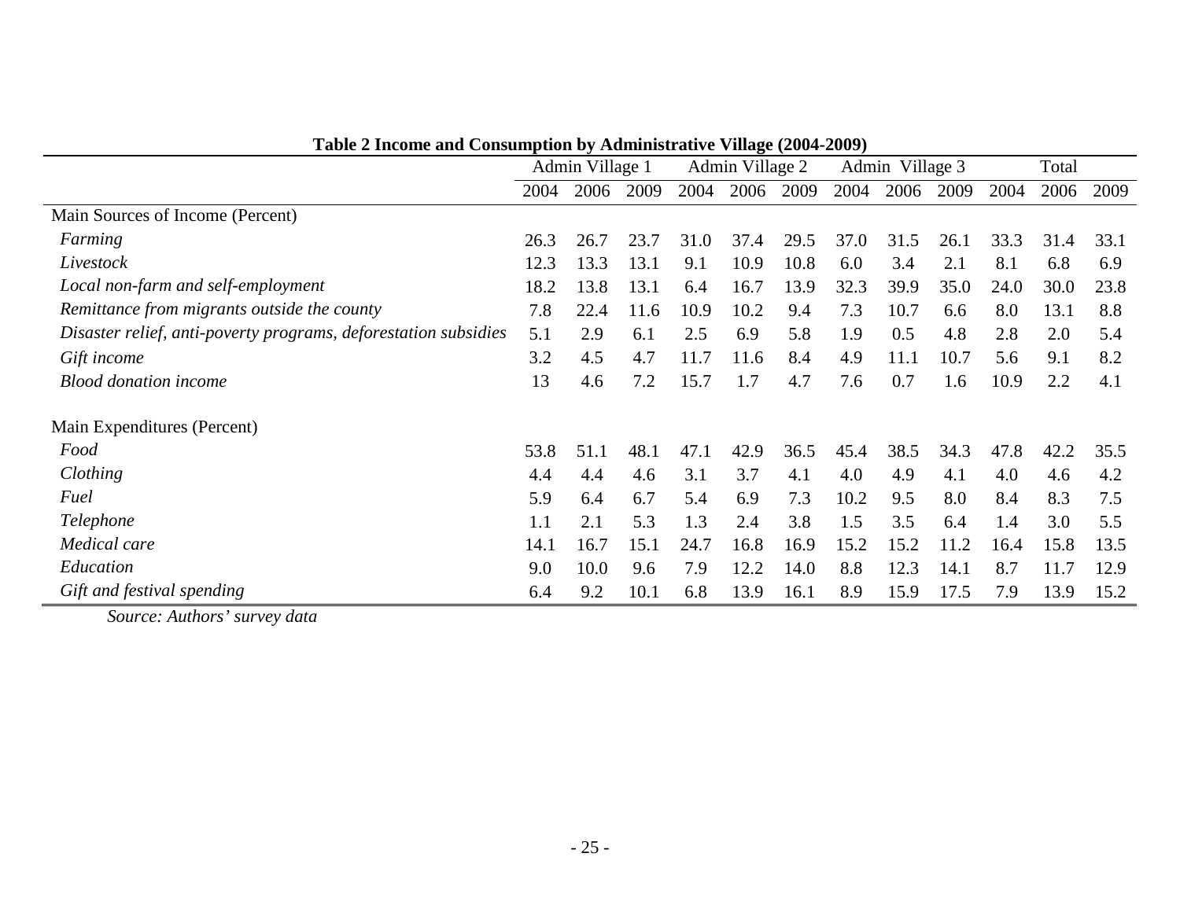**Table 2 Income and Consumption by Administrative Village (2004-2009)**

| | Admin Village 1 | | | Admin Village 2 | | | Admin Village 3 | | | Total | | |
|---|---|---|---|---|---|---|---|---|---|---|---|---|
| | 2004 | 2006 | 2009 | 2004 | 2006 | 2009 | 2004 | 2006 | 2009 | 2004 | 2006 | 2009 |
| Main Sources of Income (Percent) | | | | | | | | | | | | |
| *Farming* | 26.3 | 26.7 | 23.7 | 31.0 | 37.4 | 29.5 | 37.0 | 31.5 | 26.1 | 33.3 | 31.4 | 33.1 |
| *Livestock* | 12.3 | 13.3 | 13.1 | 9.1 | 10.9 | 10.8 | 6.0 | 3.4 | 2.1 | 8.1 | 6.8 | 6.9 |
| *Local non-farm and self-employment* | 18.2 | 13.8 | 13.1 | 6.4 | 16.7 | 13.9 | 32.3 | 39.9 | 35.0 | 24.0 | 30.0 | 23.8 |
| *Remittance from migrants outside the county* | 7.8 | 22.4 | 11.6 | 10.9 | 10.2 | 9.4 | 7.3 | 10.7 | 6.6 | 8.0 | 13.1 | 8.8 |
| *Disaster relief, anti-poverty programs, deforestation subsidies* | 5.1 | 2.9 | 6.1 | 2.5 | 6.9 | 5.8 | 1.9 | 0.5 | 4.8 | 2.8 | 2.0 | 5.4 |
| *Gift income* | 3.2 | 4.5 | 4.7 | 11.7 | 11.6 | 8.4 | 4.9 | 11.1 | 10.7 | 5.6 | 9.1 | 8.2 |
| *Blood donation income* | 13 | 4.6 | 7.2 | 15.7 | 1.7 | 4.7 | 7.6 | 0.7 | 1.6 | 10.9 | 2.2 | 4.1 |
| Main Expenditures (Percent) | | | | | | | | | | | | |
| *Food* | 53.8 | 51.1 | 48.1 | 47.1 | 42.9 | 36.5 | 45.4 | 38.5 | 34.3 | 47.8 | 42.2 | 35.5 |
| *Clothing* | 4.4 | 4.4 | 4.6 | 3.1 | 3.7 | 4.1 | 4.0 | 4.9 | 4.1 | 4.0 | 4.6 | 4.2 |
| *Fuel* | 5.9 | 6.4 | 6.7 | 5.4 | 6.9 | 7.3 | 10.2 | 9.5 | 8.0 | 8.4 | 8.3 | 7.5 |
| *Telephone* | 1.1 | 2.1 | 5.3 | 1.3 | 2.4 | 3.8 | 1.5 | 3.5 | 6.4 | 1.4 | 3.0 | 5.5 |
| *Medical care* | 14.1 | 16.7 | 15.1 | 24.7 | 16.8 | 16.9 | 15.2 | 15.2 | 11.2 | 16.4 | 15.8 | 13.5 |
| *Education* | 9.0 | 10.0 | 9.6 | 7.9 | 12.2 | 14.0 | 8.8 | 12.3 | 14.1 | 8.7 | 11.7 | 12.9 |
| *Gift and festival spending* | 6.4 | 9.2 | 10.1 | 6.8 | 13.9 | 16.1 | 8.9 | 15.9 | 17.5 | 7.9 | 13.9 | 15.2 |

*Source: Authors' survey data*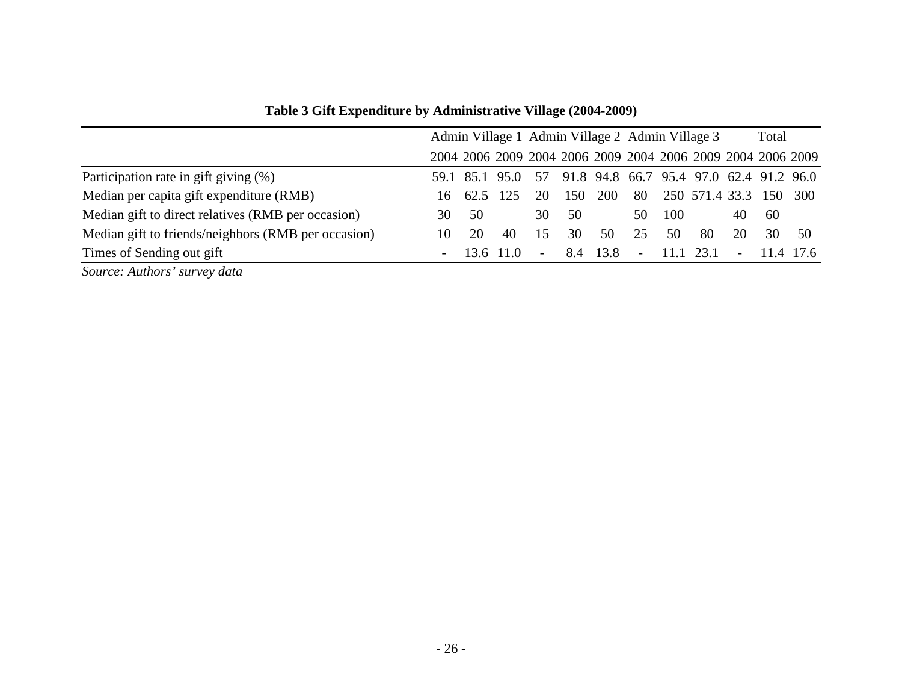**Table 3 Gift Expenditure by Administrative Village (2004-2009)**

| | Admin Village 1 | | | Admin Village 2 | | | Admin Village 3 | | | Total | | |
|---|---|---|---|---|---|---|---|---|---|---|---|---|
| | 2004 | 2006 | 2009 | 2004 | 2006 | 2009 | 2004 | 2006 | 2009 | 2004 | 2006 | 2009 |
| Participation rate in gift giving (%) | 59.1 | 85.1 | 95.0 | 57 | 91.8 | 94.8 | 66.7 | 95.4 | 97.0 | 62.4 | 91.2 | 96.0 |
| Median per capita gift expenditure (RMB) | 16 | 62.5 | 125 | 20 | 150 | 200 | 80 | 250 | 571.4 | 33.3 | 150 | 300 |
| Median gift to direct relatives (RMB per occasion) | 30 | 50 | | 30 | 50 | | 50 | 100 | | 40 | 60 | |
| Median gift to friends/neighbors (RMB per occasion) | 10 | 20 | 40 | 15 | 30 | 50 | 25 | 50 | 80 | 20 | 30 | 50 |
| Times of Sending out gift | - | 13.6 | 11.0 | - | 8.4 | 13.8 | - | 11.1 | 23.1 | - | 11.4 | 17.6 |

*Source: Authors' survey data*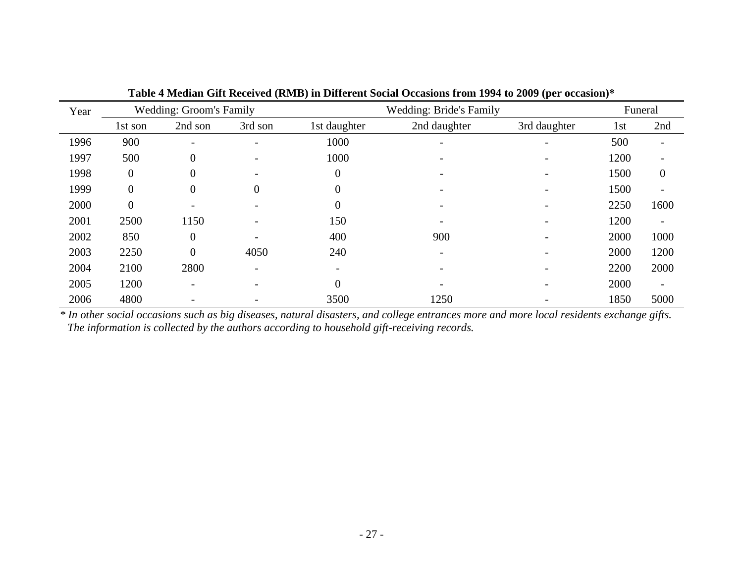**Table 4 Median Gift Received (RMB) in Different Social Occasions from 1994 to 2009 (per occasion)***

| Year | Wedding: Groom's Family | | | Wedding: Bride's Family | | | Funeral | |
|---|---|---|---|---|---|---|---|---|
| | 1st son | 2nd son | 3rd son | 1st daughter | 2nd daughter | 3rd daughter | 1st | 2nd |
| 1996 | 900 | - | - | 1000 | - | - | 500 | - |
| 1997 | 500 | 0 | - | 1000 | - | - | 1200 | - |
| 1998 | 0 | 0 | - | 0 | - | - | 1500 | 0 |
| 1999 | 0 | 0 | 0 | 0 | - | - | 1500 | - |
| 2000 | 0 | - | - | 0 | - | - | 2250 | 1600 |
| 2001 | 2500 | 1150 | - | 150 | - | - | 1200 | - |
| 2002 | 850 | 0 | - | 400 | 900 | - | 2000 | 1000 |
| 2003 | 2250 | 0 | 4050 | 240 | - | - | 2000 | 1200 |
| 2004 | 2100 | 2800 | - | - | - | - | 2200 | 2000 |
| 2005 | 1200 | - | - | 0 | - | - | 2000 | - |
| 2006 | 4800 | - | - | 3500 | 1250 | - | 1850 | 5000 |

*\* In other social occasions such as big diseases, natural disasters, and college entrances more and more local residents exchange gifts. The information is collected by the authors according to household gift-receiving records.*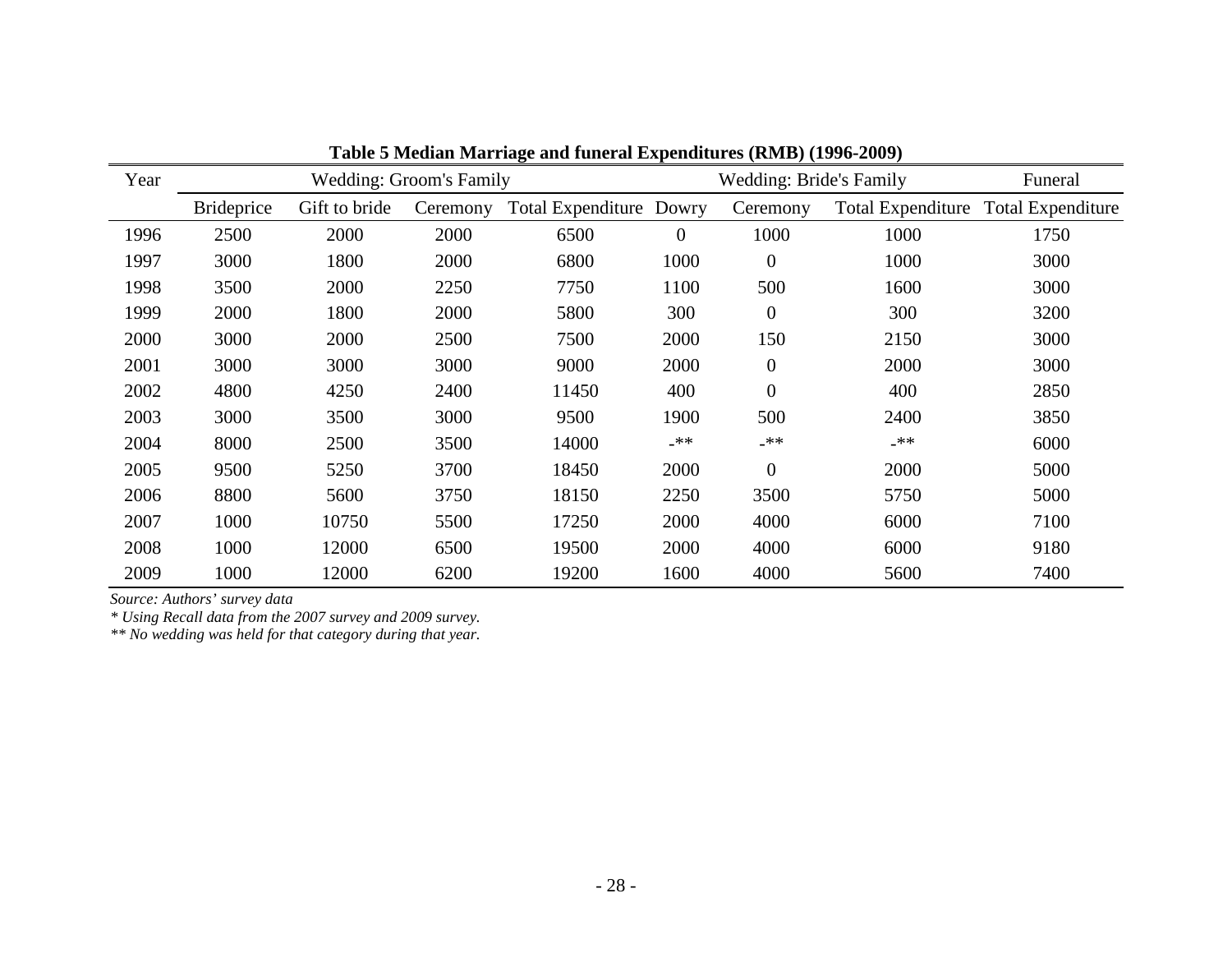**Table 5 Median Marriage and funeral Expenditures (RMB) (1996-2009)**

| Year | Wedding: Groom's Family | | | | Wedding: Bride's Family | | | Funeral |
|---|---|---|---|---|---|---|---|---|
| | Brideprice | Gift to bride | Ceremony | Total Expenditure | Dowry | Ceremony | Total Expenditure | Total Expenditure |
| 1996 | 2500 | 2000 | 2000 | 6500 | 0 | 1000 | 1000 | 1750 |
| 1997 | 3000 | 1800 | 2000 | 6800 | 1000 | 0 | 1000 | 3000 |
| 1998 | 3500 | 2000 | 2250 | 7750 | 1100 | 500 | 1600 | 3000 |
| 1999 | 2000 | 1800 | 2000 | 5800 | 300 | 0 | 300 | 3200 |
| 2000 | 3000 | 2000 | 2500 | 7500 | 2000 | 150 | 2150 | 3000 |
| 2001 | 3000 | 3000 | 3000 | 9000 | 2000 | 0 | 2000 | 3000 |
| 2002 | 4800 | 4250 | 2400 | 11450 | 400 | 0 | 400 | 2850 |
| 2003 | 3000 | 3500 | 3000 | 9500 | 1900 | 500 | 2400 | 3850 |
| 2004 | 8000 | 2500 | 3500 | 14000 | -** | -** | -** | 6000 |
| 2005 | 9500 | 5250 | 3700 | 18450 | 2000 | 0 | 2000 | 5000 |
| 2006 | 8800 | 5600 | 3750 | 18150 | 2250 | 3500 | 5750 | 5000 |
| 2007 | 1000 | 10750 | 5500 | 17250 | 2000 | 4000 | 6000 | 7100 |
| 2008 | 1000 | 12000 | 6500 | 19500 | 2000 | 4000 | 6000 | 9180 |
| 2009 | 1000 | 12000 | 6200 | 19200 | 1600 | 4000 | 5600 | 7400 |

*Source: Authors' survey data*

*\* Using Recall data from the 2007 survey and 2009 survey.*

*\*\* No wedding was held for that category during that year.*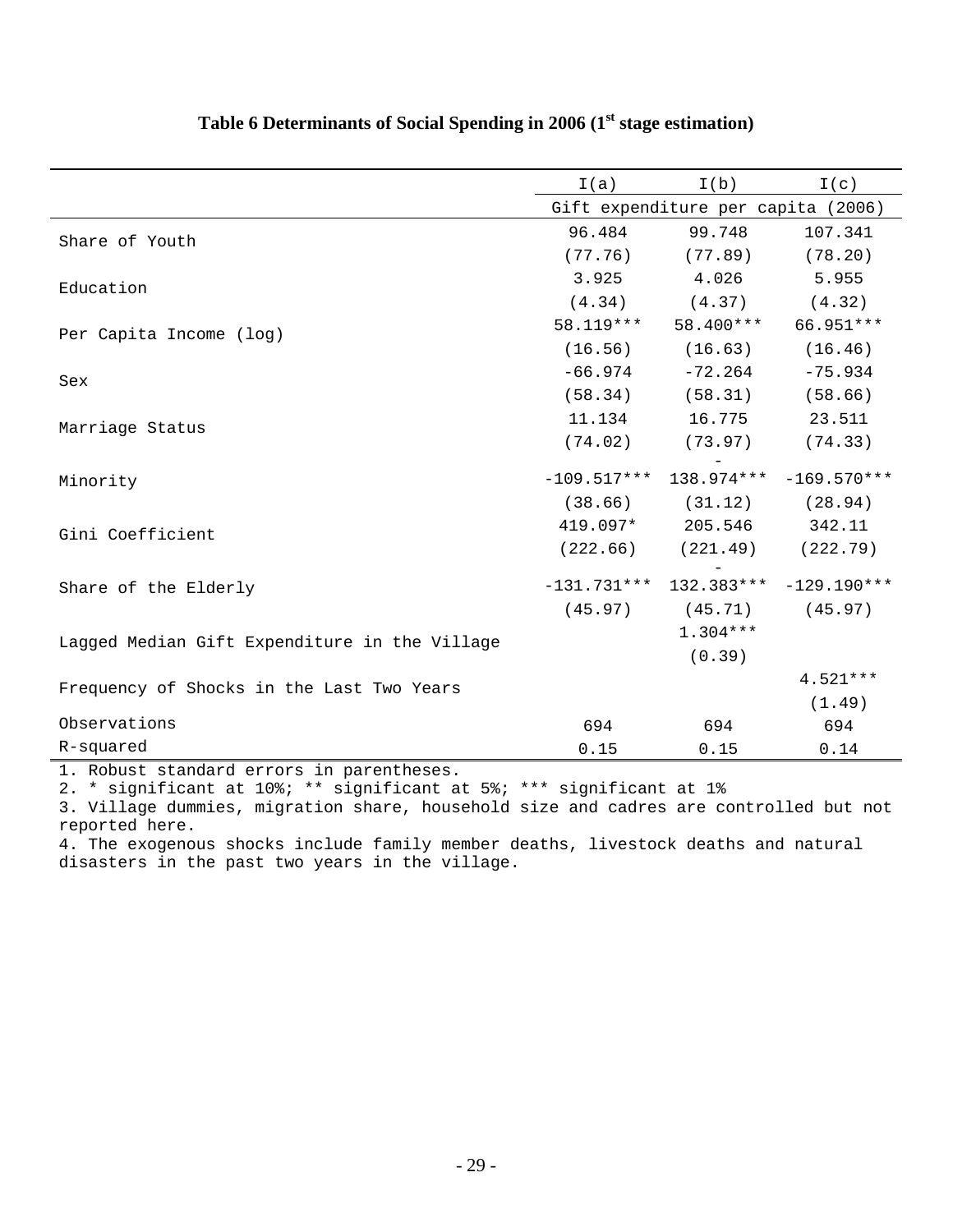**Table 6 Determinants of Social Spending in 2006 (1st stage estimation)**

| | I(a) | I(b) | I(c) |
|---|---|---|---|
| | Gift expenditure per capita (2006) | | |
| Share of Youth | 96.484 | 99.748 | 107.341 |
| | (77.76) | (77.89) | (78.20) |
| Education | 3.925 | 4.026 | 5.955 |
| | (4.34) | (4.37) | (4.32) |
| Per Capita Income (log) | 58.119*** | 58.400*** | 66.951*** |
| | (16.56) | (16.63) | (16.46) |
| Sex | -66.974 | -72.264 | -75.934 |
| | (58.34) | (58.31) | (58.66) |
| Marriage Status | 11.134 | 16.775 | 23.511 |
| | (74.02) | (73.97) | (74.33) |
| Minority | -109.517*** | -138.974*** | -169.570*** |
| | (38.66) | (31.12) | (28.94) |
| Gini Coefficient | 419.097* | 205.546 | 342.11 |
| | (222.66) | (221.49) | (222.79) |
| Share of the Elderly | -131.731*** | -132.383*** | -129.190*** |
| | (45.97) | (45.71) | (45.97) |
| Lagged Median Gift Expenditure in the Village | | 1.304*** | |
| | | (0.39) | |
| Frequency of Shocks in the Last Two Years | | | 4.521*** |
| | | | (1.49) |
| Observations | 694 | 694 | 694 |
| R-squared | 0.15 | 0.15 | 0.14 |

1. Robust standard errors in parentheses.
2. * significant at 10%; ** significant at 5%; *** significant at 1%
3. Village dummies, migration share, household size and cadres are controlled but not reported here.
4. The exogenous shocks include family member deaths, livestock deaths and natural disasters in the past two years in the village.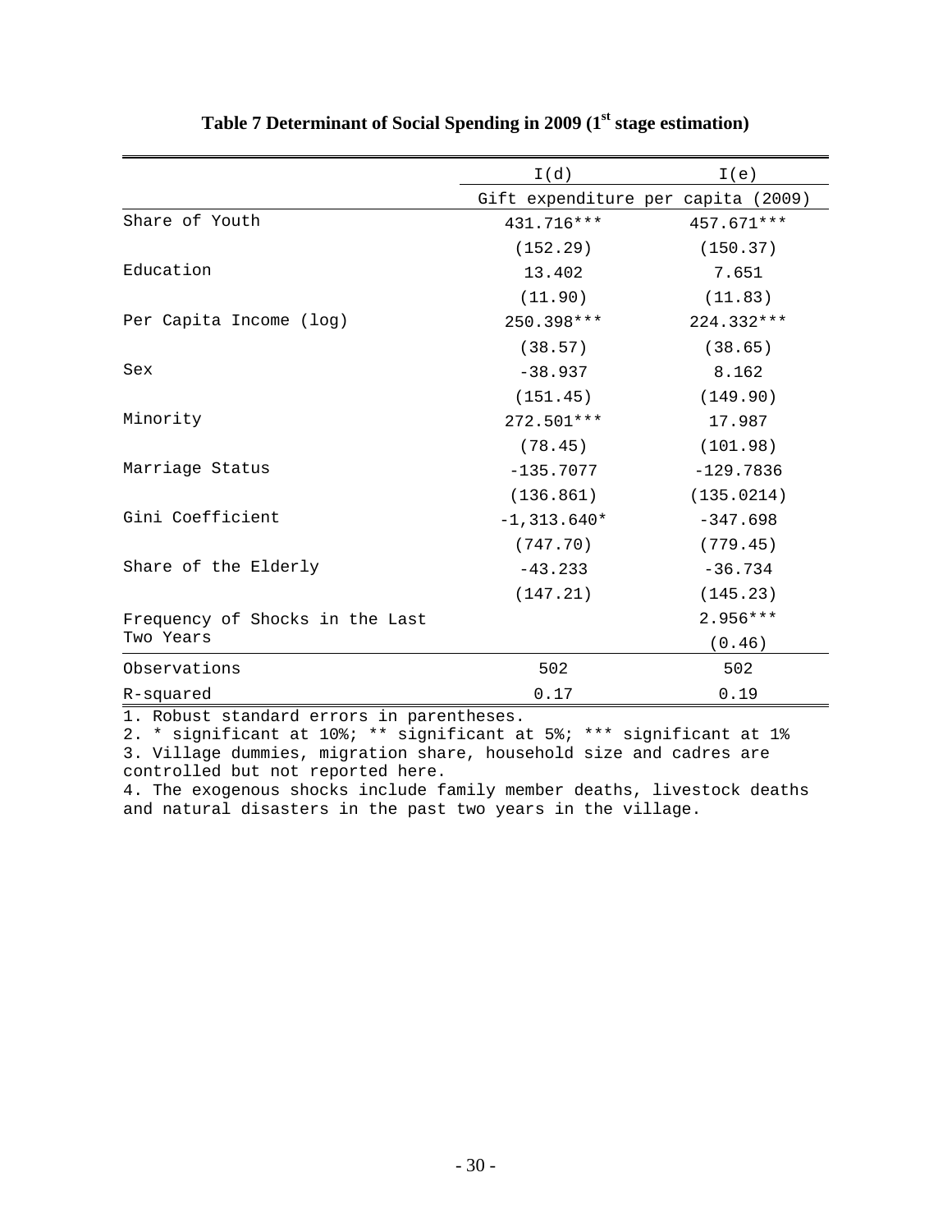# Table 7 Determinant of Social Spending in 2009 (1st stage estimation)

| | I(d) | I(e) |
|---|---|---|
| | Gift expenditure per capita (2009) | |
| Share of Youth | 431.716*** | 457.671*** |
| | (152.29) | (150.37) |
| Education | 13.402 | 7.651 |
| | (11.90) | (11.83) |
| Per Capita Income (log) | 250.398*** | 224.332*** |
| | (38.57) | (38.65) |
| Sex | -38.937 | 8.162 |
| | (151.45) | (149.90) |
| Minority | 272.501*** | 17.987 |
| | (78.45) | (101.98) |
| Marriage Status | -135.7077 | -129.7836 |
| | (136.861) | (135.0214) |
| Gini Coefficient | -1,313.640* | -347.698 |
| | (747.70) | (779.45) |
| Share of the Elderly | -43.233 | -36.734 |
| | (147.21) | (145.23) |
| Frequency of Shocks in the Last Two Years | | 2.956*** |
| | | (0.46) |
| Observations | 502 | 502 |
| R-squared | 0.17 | 0.19 |

1. Robust standard errors in parentheses.
2. * significant at 10%; ** significant at 5%; *** significant at 1%
3. Village dummies, migration share, household size and cadres are controlled but not reported here.
4. The exogenous shocks include family member deaths, livestock deaths and natural disasters in the past two years in the village.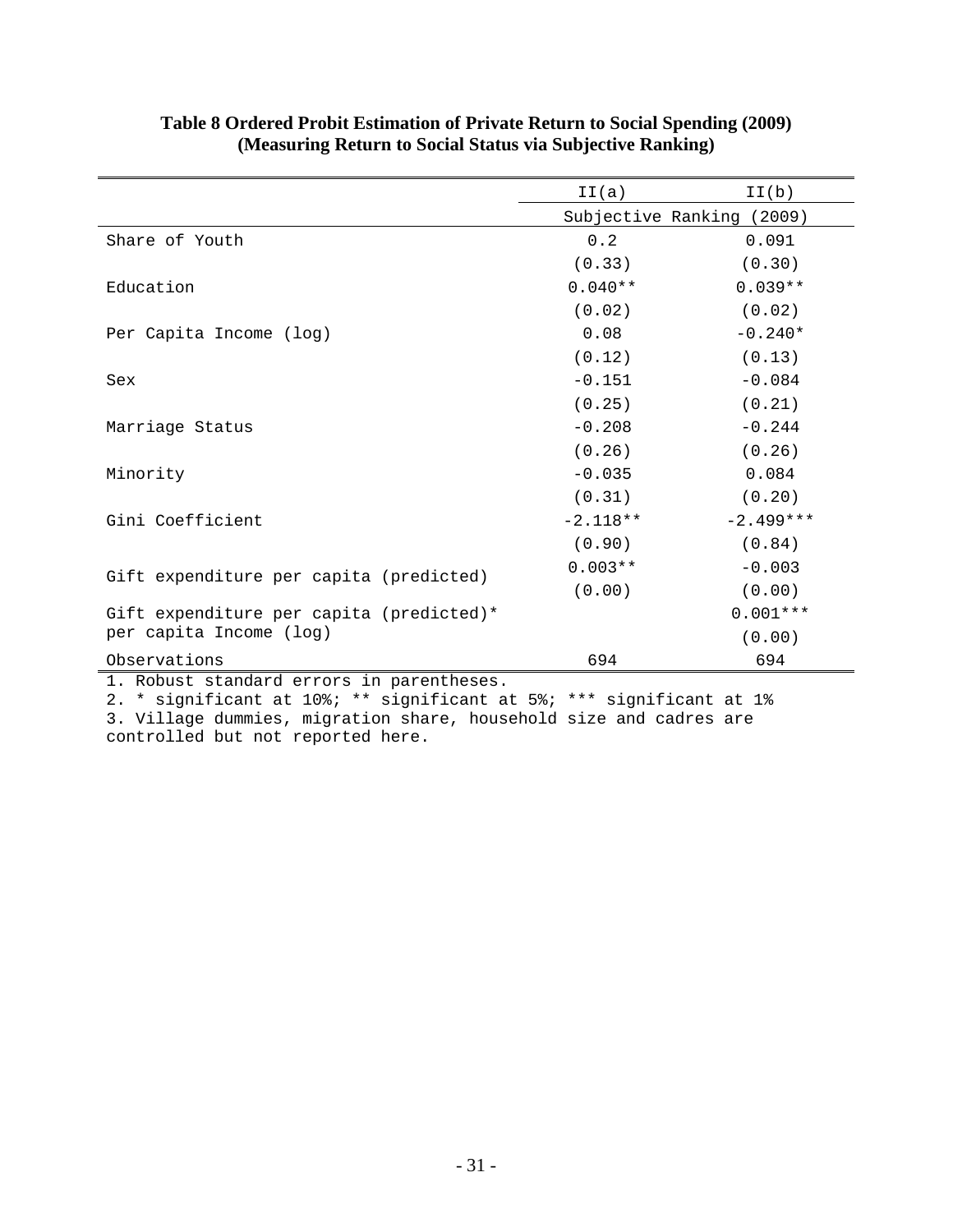**Table 8 Ordered Probit Estimation of Private Return to Social Spending (2009)**
**(Measuring Return to Social Status via Subjective Ranking)**

| | II(a) | II(b) |
|---|---|---|
| | Subjective Ranking (2009) | |
| Share of Youth | 0.2 | 0.091 |
| | (0.33) | (0.30) |
| Education | 0.040** | 0.039** |
| | (0.02) | (0.02) |
| Per Capita Income (log) | 0.08 | -0.240* |
| | (0.12) | (0.13) |
| Sex | -0.151 | -0.084 |
| | (0.25) | (0.21) |
| Marriage Status | -0.208 | -0.244 |
| | (0.26) | (0.26) |
| Minority | -0.035 | 0.084 |
| | (0.31) | (0.20) |
| Gini Coefficient | -2.118** | -2.499*** |
| | (0.90) | (0.84) |
| Gift expenditure per capita (predicted) | 0.003** | -0.003 |
| | (0.00) | (0.00) |
| Gift expenditure per capita (predicted)* per capita Income (log) | | 0.001*** |
| | | (0.00) |
| Observations | 694 | 694 |

1. Robust standard errors in parentheses.
2. * significant at 10%; ** significant at 5%; *** significant at 1%
3. Village dummies, migration share, household size and cadres are controlled but not reported here.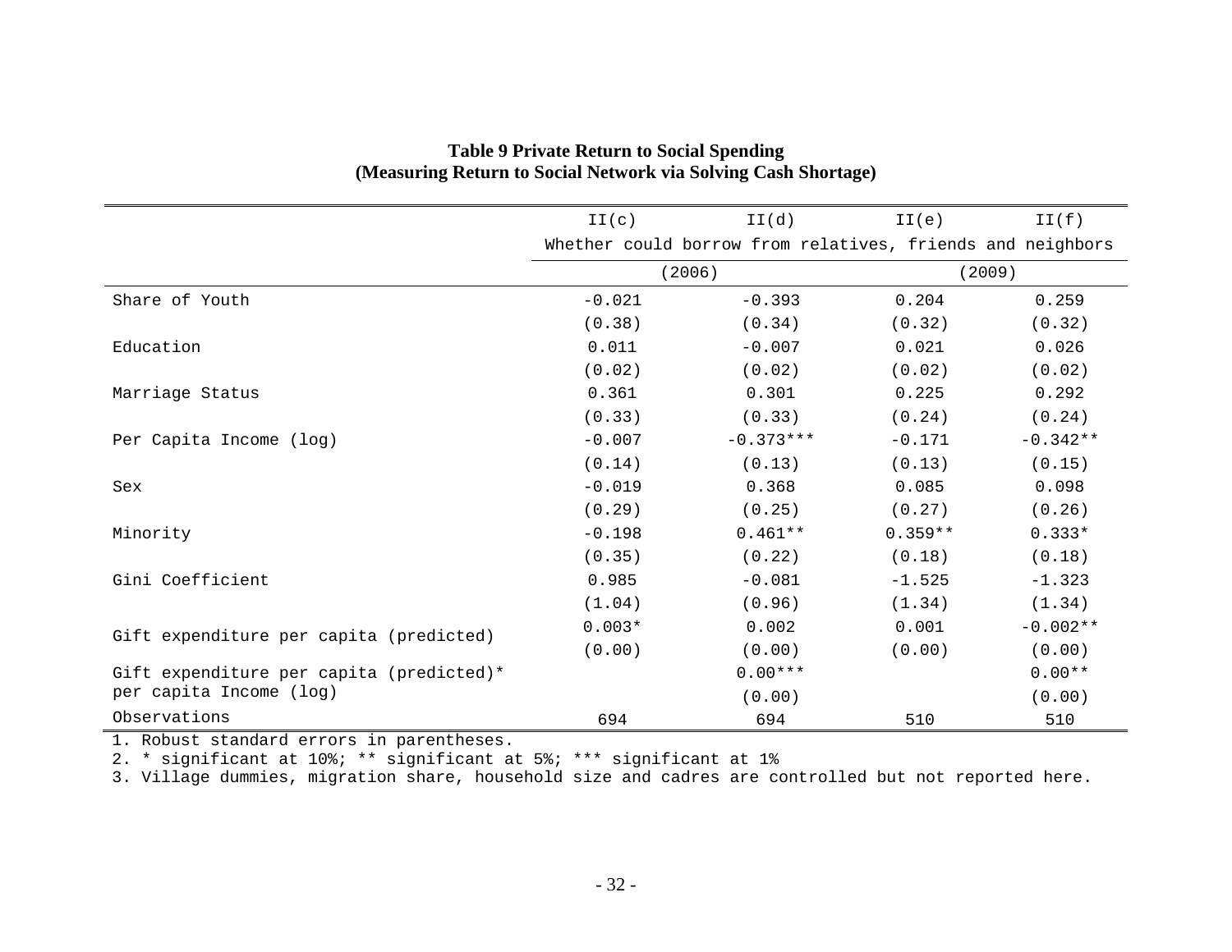**Table 9 Private Return to Social Spending**
**(Measuring Return to Social Network via Solving Cash Shortage)**

| | II(c) | II(d) | II(e) | II(f) |
|---|---|---|---|---|
| | Whether could borrow from relatives, friends and neighbors | | | |
| | (2006) | | (2009) | |
| Share of Youth | -0.021 | -0.393 | 0.204 | 0.259 |
| | (0.38) | (0.34) | (0.32) | (0.32) |
| Education | 0.011 | -0.007 | 0.021 | 0.026 |
| | (0.02) | (0.02) | (0.02) | (0.02) |
| Marriage Status | 0.361 | 0.301 | 0.225 | 0.292 |
| | (0.33) | (0.33) | (0.24) | (0.24) |
| Per Capita Income (log) | -0.007 | -0.373*** | -0.171 | -0.342** |
| | (0.14) | (0.13) | (0.13) | (0.15) |
| Sex | -0.019 | 0.368 | 0.085 | 0.098 |
| | (0.29) | (0.25) | (0.27) | (0.26) |
| Minority | -0.198 | 0.461** | 0.359** | 0.333* |
| | (0.35) | (0.22) | (0.18) | (0.18) |
| Gini Coefficient | 0.985 | -0.081 | -1.525 | -1.323 |
| | (1.04) | (0.96) | (1.34) | (1.34) |
| Gift expenditure per capita (predicted) | 0.003* | 0.002 | 0.001 | -0.002** |
| | (0.00) | (0.00) | (0.00) | (0.00) |
| Gift expenditure per capita (predicted)* per capita Income (log) | | 0.00*** | | 0.00** |
| | | (0.00) | | (0.00) |
| Observations | 694 | 694 | 510 | 510 |

1. Robust standard errors in parentheses.
2. * significant at 10%; ** significant at 5%; *** significant at 1%
3. Village dummies, migration share, household size and cadres are controlled but not reported here.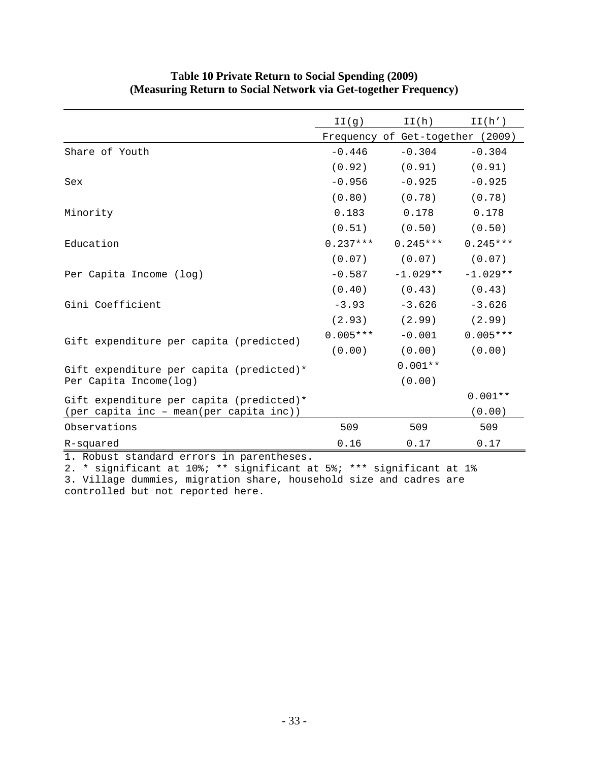**Table 10 Private Return to Social Spending (2009)**
**(Measuring Return to Social Network via Get-together Frequency)**

| | II(g) | II(h) | II(h') |
|---|---|---|---|
| | Frequency of Get-together (2009) | | |
| Share of Youth | -0.446 | -0.304 | -0.304 |
| | (0.92) | (0.91) | (0.91) |
| Sex | -0.956 | -0.925 | -0.925 |
| | (0.80) | (0.78) | (0.78) |
| Minority | 0.183 | 0.178 | 0.178 |
| | (0.51) | (0.50) | (0.50) |
| Education | 0.237*** | 0.245*** | 0.245*** |
| | (0.07) | (0.07) | (0.07) |
| Per Capita Income (log) | -0.587 | -1.029** | -1.029** |
| | (0.40) | (0.43) | (0.43) |
| Gini Coefficient | -3.93 | -3.626 | -3.626 |
| | (2.93) | (2.99) | (2.99) |
| Gift expenditure per capita (predicted) | 0.005*** | -0.001 | 0.005*** |
| | (0.00) | (0.00) | (0.00) |
| Gift expenditure per capita (predicted)* Per Capita Income(log) | | 0.001** | |
| | | (0.00) | |
| Gift expenditure per capita (predicted)* (per capita inc – mean(per capita inc)) | | | 0.001** |
| | | | (0.00) |
| Observations | 509 | 509 | 509 |
| R-squared | 0.16 | 0.17 | 0.17 |

1. Robust standard errors in parentheses.
2. * significant at 10%; ** significant at 5%; *** significant at 1%
3. Village dummies, migration share, household size and cadres are controlled but not reported here.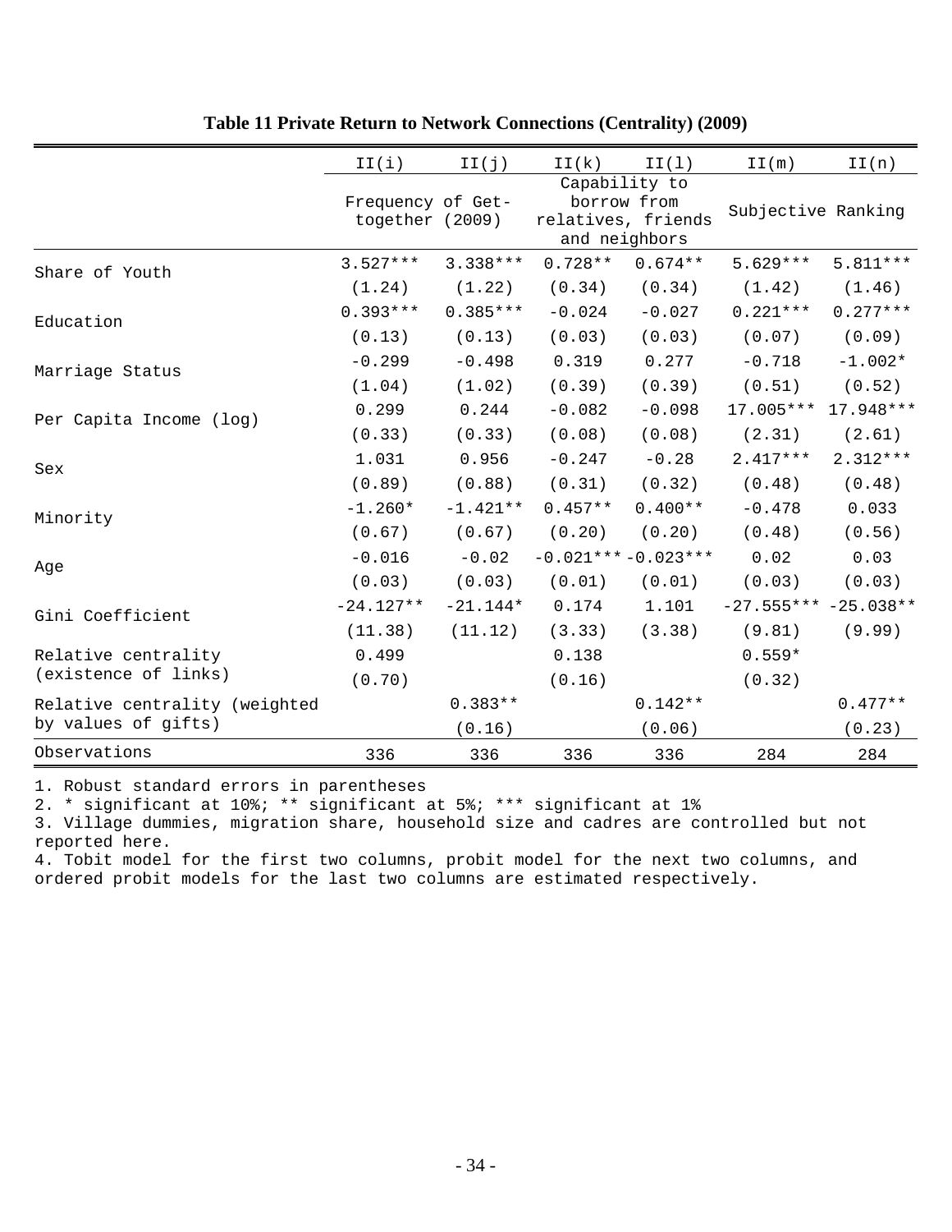**Table 11 Private Return to Network Connections (Centrality) (2009)**

| | II(i) | II(j) | II(k) | II(l) | II(m) | II(n) |
|---|---|---|---|---|---|---|
| | Frequency of Get-together (2009) | | Capability to borrow from relatives, friends and neighbors | | Subjective Ranking | |
| Share of Youth | 3.527*** | 3.338*** | 0.728** | 0.674** | 5.629*** | 5.811*** |
| | (1.24) | (1.22) | (0.34) | (0.34) | (1.42) | (1.46) |
| Education | 0.393*** | 0.385*** | -0.024 | -0.027 | 0.221*** | 0.277*** |
| | (0.13) | (0.13) | (0.03) | (0.03) | (0.07) | (0.09) |
| Marriage Status | -0.299 | -0.498 | 0.319 | 0.277 | -0.718 | -1.002* |
| | (1.04) | (1.02) | (0.39) | (0.39) | (0.51) | (0.52) |
| Per Capita Income (log) | 0.299 | 0.244 | -0.082 | -0.098 | 17.005*** | 17.948*** |
| | (0.33) | (0.33) | (0.08) | (0.08) | (2.31) | (2.61) |
| Sex | 1.031 | 0.956 | -0.247 | -0.28 | 2.417*** | 2.312*** |
| | (0.89) | (0.88) | (0.31) | (0.32) | (0.48) | (0.48) |
| Minority | -1.260* | -1.421** | 0.457** | 0.400** | -0.478 | 0.033 |
| | (0.67) | (0.67) | (0.20) | (0.20) | (0.48) | (0.56) |
| Age | -0.016 | -0.02 | -0.021*** | -0.023*** | 0.02 | 0.03 |
| | (0.03) | (0.03) | (0.01) | (0.01) | (0.03) | (0.03) |
| Gini Coefficient | -24.127** | -21.144* | 0.174 | 1.101 | -27.555*** | -25.038** |
| | (11.38) | (11.12) | (3.33) | (3.38) | (9.81) | (9.99) |
| Relative centrality (existence of links) | 0.499 | | 0.138 | | 0.559* | |
| | (0.70) | | (0.16) | | (0.32) | |
| Relative centrality (weighted by values of gifts) | | 0.383** | | 0.142** | | 0.477** |
| | | (0.16) | | (0.06) | | (0.23) |
| Observations | 336 | 336 | 336 | 336 | 284 | 284 |

1. Robust standard errors in parentheses
2. * significant at 10%; ** significant at 5%; *** significant at 1%
3. Village dummies, migration share, household size and cadres are controlled but not reported here.
4. Tobit model for the first two columns, probit model for the next two columns, and ordered probit models for the last two columns are estimated respectively.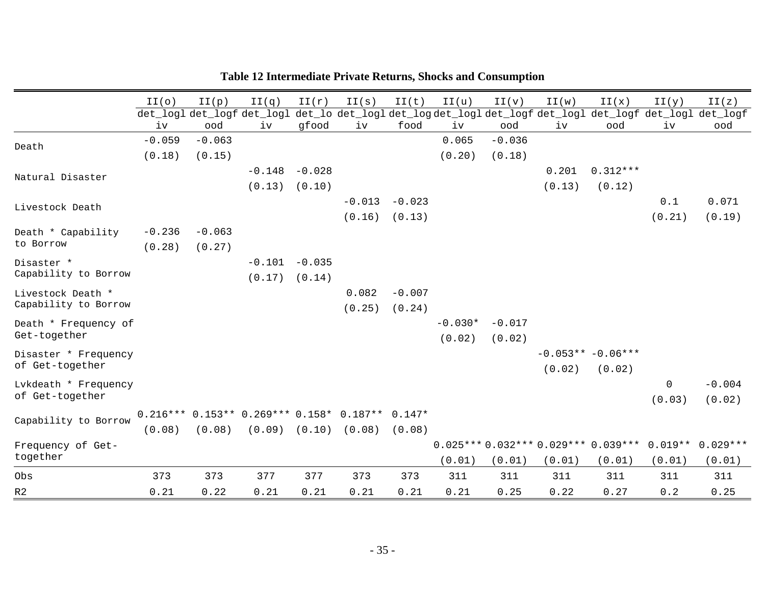**Table 12 Intermediate Private Returns, Shocks and Consumption**

| | II(o) | II(p) | II(q) | II(r) | II(s) | II(t) | II(u) | II(v) | II(w) | II(x) | II(y) | II(z) |
|---|---|---|---|---|---|---|---|---|---|---|---|---|
| | det_logliv | det_logfood | det_logliv | det_logfood | det_logliv | det_logfood | det_logliv | det_logfood | det_logliv | det_logfood | det_logliv | det_logfood |
| Death | -0.059 | -0.063 | | | | | 0.065 | -0.036 | | | | |
| | (0.18) | (0.15) | | | | | (0.20) | (0.18) | | | | |
| Natural Disaster | | | -0.148 | -0.028 | | | | | 0.201 | 0.312*** | | |
| | | | (0.13) | (0.10) | | | | | (0.13) | (0.12) | | |
| Livestock Death | | | | | -0.013 | -0.023 | | | | | 0.1 | 0.071 |
| | | | | | (0.16) | (0.13) | | | | | (0.21) | (0.19) |
| Death * Capability to Borrow | -0.236 | -0.063 | | | | | | | | | | |
| | (0.28) | (0.27) | | | | | | | | | | |
| Disaster * Capability to Borrow | | | -0.101 | -0.035 | | | | | | | | |
| | | | (0.17) | (0.14) | | | | | | | | |
| Livestock Death * Capability to Borrow | | | | | 0.082 | -0.007 | | | | | | |
| | | | | | (0.25) | (0.24) | | | | | | |
| Death * Frequency of Get-together | | | | | | | -0.030* | -0.017 | | | | |
| | | | | | | | (0.02) | (0.02) | | | | |
| Disaster * Frequency of Get-together | | | | | | | | | -0.053** | -0.06*** | | |
| | | | | | | | | | (0.02) | (0.02) | | |
| Lvkdeath * Frequency of Get-together | | | | | | | | | | | 0 | -0.004 |
| | | | | | | | | | | | (0.03) | (0.02) |
| Capability to Borrow | 0.216*** | 0.153** | 0.269*** | 0.158* | 0.187** | 0.147* | | | | | | |
| | (0.08) | (0.08) | (0.09) | (0.10) | (0.08) | (0.08) | | | | | | |
| Frequency of Get-together | | | | | | | 0.025*** | 0.032*** | 0.029*** | 0.039*** | 0.019** | 0.029*** |
| | | | | | | | (0.01) | (0.01) | (0.01) | (0.01) | (0.01) | (0.01) |
| Obs | 373 | 373 | 377 | 377 | 373 | 373 | 311 | 311 | 311 | 311 | 311 | 311 |
| R2 | 0.21 | 0.22 | 0.21 | 0.21 | 0.21 | 0.21 | 0.21 | 0.25 | 0.22 | 0.27 | 0.2 | 0.25 |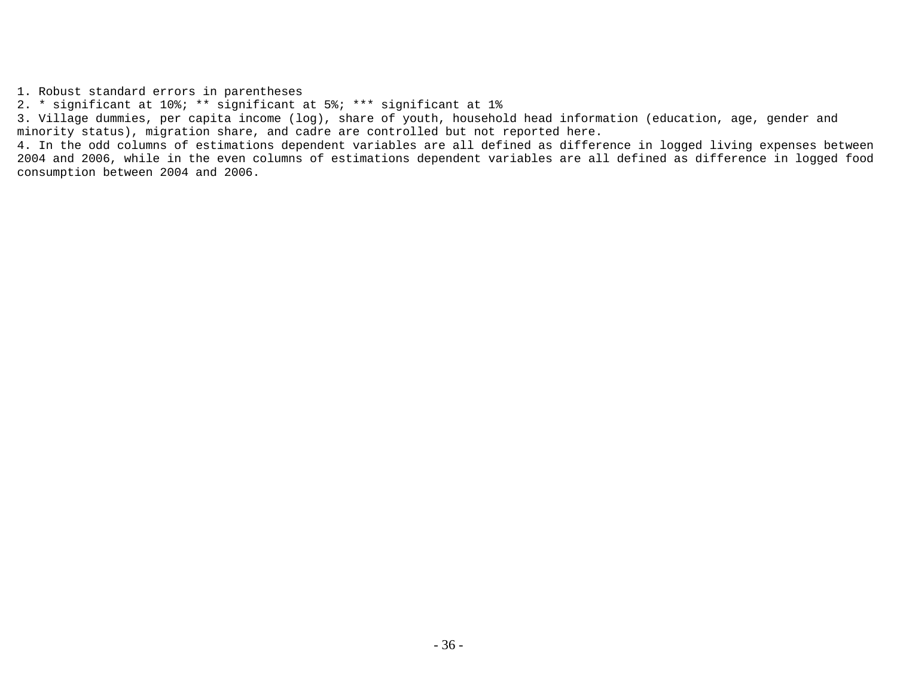1. Robust standard errors in parentheses
2. * significant at 10%; ** significant at 5%; *** significant at 1%
3. Village dummies, per capita income (log), share of youth, household head information (education, age, gender and minority status), migration share, and cadre are controlled but not reported here.
4. In the odd columns of estimations dependent variables are all defined as difference in logged living expenses between 2004 and 2006, while in the even columns of estimations dependent variables are all defined as difference in logged food consumption between 2004 and 2006.